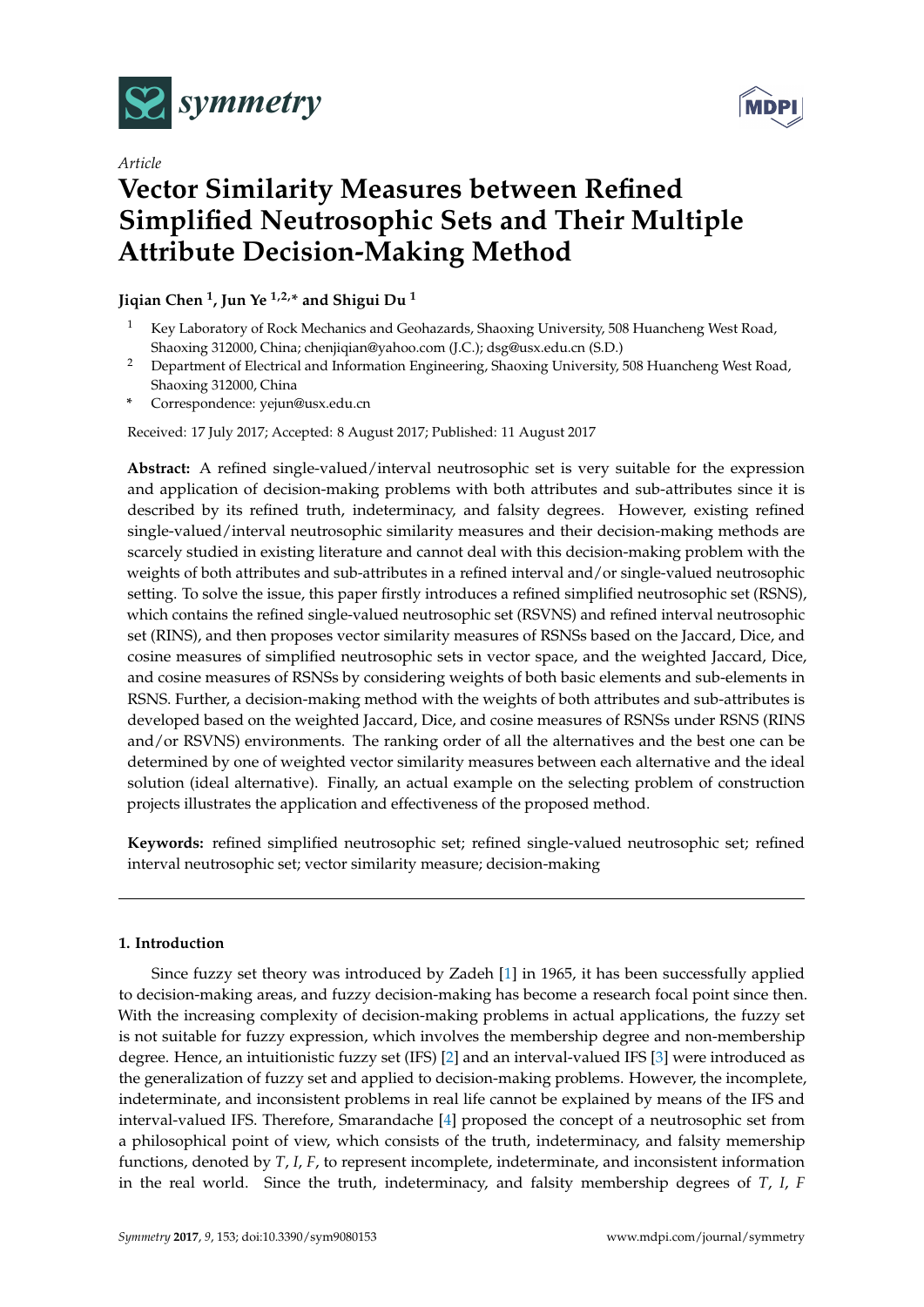Article

# Vector Similarity Measures between Refined Simplified Neutrosophic Sets and Their Multiple Attribute Decision-Making Method

**Jiqian Chen [1], Jun Ye [1,2,*] and Shigui Du [1]**

1. Key Laboratory of Rock Mechanics and Geohazards, Shaoxing University, 508 Huancheng West Road, Shaoxing 312000, China; chenjiqian@yahoo.com (J.C.); dsg@usx.edu.cn (S.D.)
2. Department of Electrical and Information Engineering, Shaoxing University, 508 Huancheng West Road, Shaoxing 312000, China

\* Correspondence: yejun@usx.edu.cn

Received: 17 July 2017; Accepted: 8 August 2017; Published: 11 August 2017

**Abstract:** A refined single-valued/interval neutrosophic set is very suitable for the expression and application of decision-making problems with both attributes and sub-attributes since it is described by its refined truth, indeterminacy, and falsity degrees. However, existing refined single-valued/interval neutrosophic similarity measures and their decision-making methods are scarcely studied in existing literature and cannot deal with this decision-making problem with the weights of both attributes and sub-attributes in a refined interval and/or single-valued neutrosophic setting. To solve the issue, this paper firstly introduces a refined simplified neutrosophic set (RSNS), which contains the refined single-valued neutrosophic set (RSVNS) and refined interval neutrosophic set (RINS), and then proposes vector similarity measures of RSNSs based on the Jaccard, Dice, and cosine measures of simplified neutrosophic sets in vector space, and the weighted Jaccard, Dice, and cosine measures of RSNSs by considering weights of both basic elements and sub-elements in RSNS. Further, a decision-making method with the weights of both attributes and sub-attributes is developed based on the weighted Jaccard, Dice, and cosine measures of RSNSs under RSNS (RINS and/or RSVNS) environments. The ranking order of all the alternatives and the best one can be determined by one of weighted vector similarity measures between each alternative and the ideal solution (ideal alternative). Finally, an actual example on the selecting problem of construction projects illustrates the application and effectiveness of the proposed method.

**Keywords:** refined simplified neutrosophic set; refined single-valued neutrosophic set; refined interval neutrosophic set; vector similarity measure; decision-making

---

## 1. Introduction

Since fuzzy set theory was introduced by Zadeh [1] in 1965, it has been successfully applied to decision-making areas, and fuzzy decision-making has become a research focal point since then. With the increasing complexity of decision-making problems in actual applications, the fuzzy set is not suitable for fuzzy expression, which involves the membership degree and non-membership degree. Hence, an intuitionistic fuzzy set (IFS) [2] and an interval-valued IFS [3] were introduced as the generalization of fuzzy set and applied to decision-making problems. However, the incomplete, indeterminate, and inconsistent problems in real life cannot be explained by means of the IFS and interval-valued IFS. Therefore, Smarandache [4] proposed the concept of a neutrosophic set from a philosophical point of view, which consists of the truth, indeterminacy, and falsity memership functions, denoted by $T$, $I$, $F$, to represent incomplete, indeterminate, and inconsistent information in the real world. Since the truth, indeterminacy, and falsity membership degrees of $T$, $I$, $F$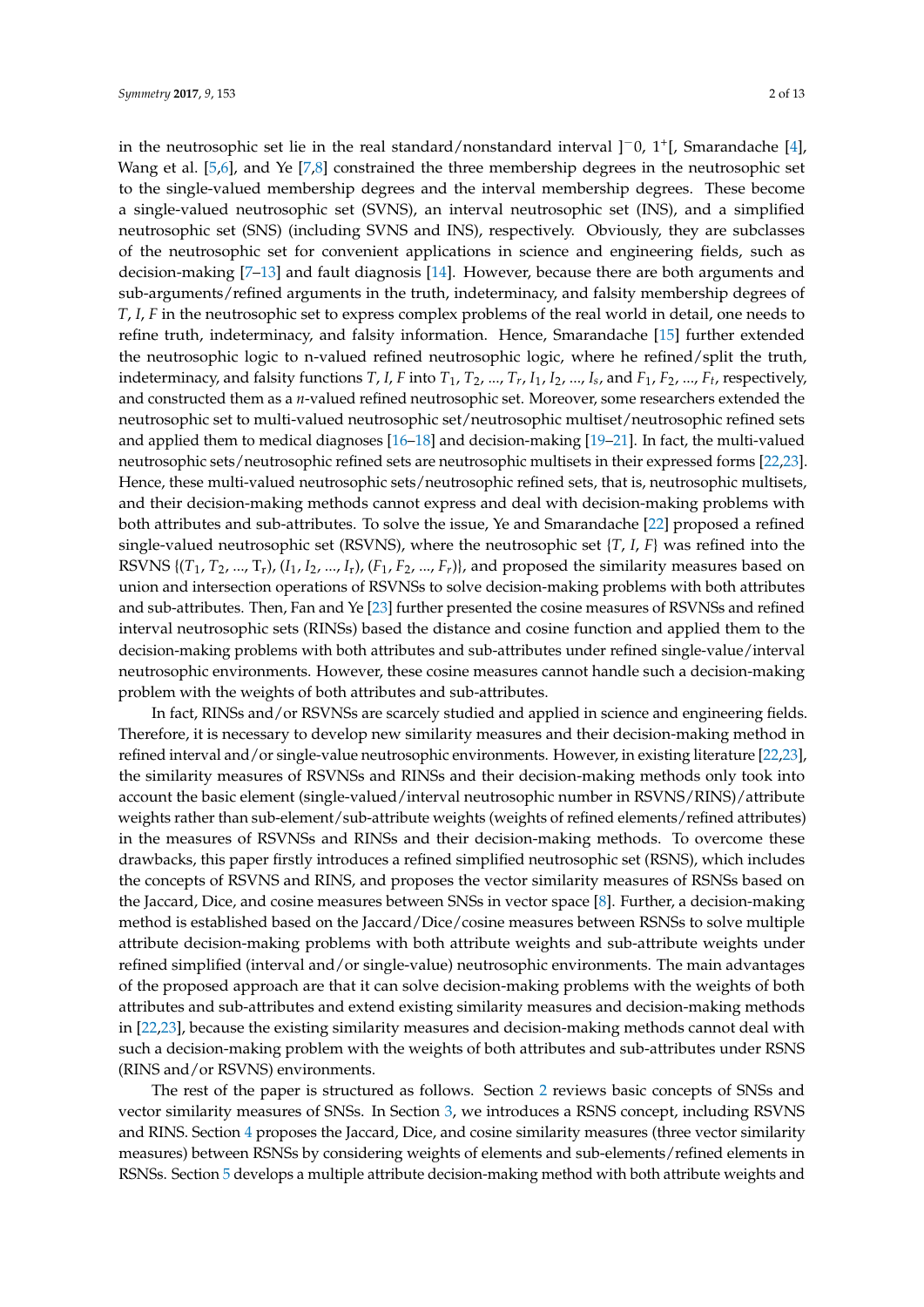in the neutrosophic set lie in the real standard/nonstandard interval $]^-0, 1^+[$, Smarandache [4], Wang et al. [5,6], and Ye [7,8] constrained the three membership degrees in the neutrosophic set to the single-valued membership degrees and the interval membership degrees. These become a single-valued neutrosophic set (SVNS), an interval neutrosophic set (INS), and a simplified neutrosophic set (SNS) (including SVNS and INS), respectively. Obviously, they are subclasses of the neutrosophic set for convenient applications in science and engineering fields, such as decision-making [7–13] and fault diagnosis [14]. However, because there are both arguments and sub-arguments/refined arguments in the truth, indeterminacy, and falsity membership degrees of $T$, $I$, $F$ in the neutrosophic set to express complex problems of the real world in detail, one needs to refine truth, indeterminacy, and falsity information. Hence, Smarandache [15] further extended the neutrosophic logic to n-valued refined neutrosophic logic, where he refined/split the truth, indeterminacy, and falsity functions $T$, $I$, $F$ into $T_1, T_2, \ldots, T_r, I_1, I_2, \ldots, I_s$, and $F_1, F_2, \ldots, F_t$, respectively, and constructed them as a $n$-valued refined neutrosophic set. Moreover, some researchers extended the neutrosophic set to multi-valued neutrosophic set/neutrosophic multiset/neutrosophic refined sets and applied them to medical diagnoses [16–18] and decision-making [19–21]. In fact, the multi-valued neutrosophic sets/neutrosophic refined sets are neutrosophic multisets in their expressed forms [22,23]. Hence, these multi-valued neutrosophic sets/neutrosophic refined sets, that is, neutrosophic multisets, and their decision-making methods cannot express and deal with decision-making problems with both attributes and sub-attributes. To solve the issue, Ye and Smarandache [22] proposed a refined single-valued neutrosophic set (RSVNS), where the neutrosophic set $\{T, I, F\}$ was refined into the RSVNS $\{(T_1, T_2, \ldots, T_r), (I_1, I_2, \ldots, I_r), (F_1, F_2, \ldots, F_r)\}$, and proposed the similarity measures based on union and intersection operations of RSVNSs to solve decision-making problems with both attributes and sub-attributes. Then, Fan and Ye [23] further presented the cosine measures of RSVNSs and refined interval neutrosophic sets (RINSs) based the distance and cosine function and applied them to the decision-making problems with both attributes and sub-attributes under refined single-value/interval neutrosophic environments. However, these cosine measures cannot handle such a decision-making problem with the weights of both attributes and sub-attributes.

In fact, RINSs and/or RSVNSs are scarcely studied and applied in science and engineering fields. Therefore, it is necessary to develop new similarity measures and their decision-making method in refined interval and/or single-value neutrosophic environments. However, in existing literature [22,23], the similarity measures of RSVNSs and RINSs and their decision-making methods only took into account the basic element (single-valued/interval neutrosophic number in RSVNS/RINS)/attribute weights rather than sub-element/sub-attribute weights (weights of refined elements/refined attributes) in the measures of RSVNSs and RINSs and their decision-making methods. To overcome these drawbacks, this paper firstly introduces a refined simplified neutrosophic set (RSNS), which includes the concepts of RSVNS and RINS, and proposes the vector similarity measures of RSNSs based on the Jaccard, Dice, and cosine measures between SNSs in vector space [8]. Further, a decision-making method is established based on the Jaccard/Dice/cosine measures between RSNSs to solve multiple attribute decision-making problems with both attribute weights and sub-attribute weights under refined simplified (interval and/or single-value) neutrosophic environments. The main advantages of the proposed approach are that it can solve decision-making problems with the weights of both attributes and sub-attributes and extend existing similarity measures and decision-making methods in [22,23], because the existing similarity measures and decision-making methods cannot deal with such a decision-making problem with the weights of both attributes and sub-attributes under RSNS (RINS and/or RSVNS) environments.

The rest of the paper is structured as follows. Section 2 reviews basic concepts of SNSs and vector similarity measures of SNSs. In Section 3, we introduces a RSNS concept, including RSVNS and RINS. Section 4 proposes the Jaccard, Dice, and cosine similarity measures (three vector similarity measures) between RSNSs by considering weights of elements and sub-elements/refined elements in RSNSs. Section 5 develops a multiple attribute decision-making method with both attribute weights and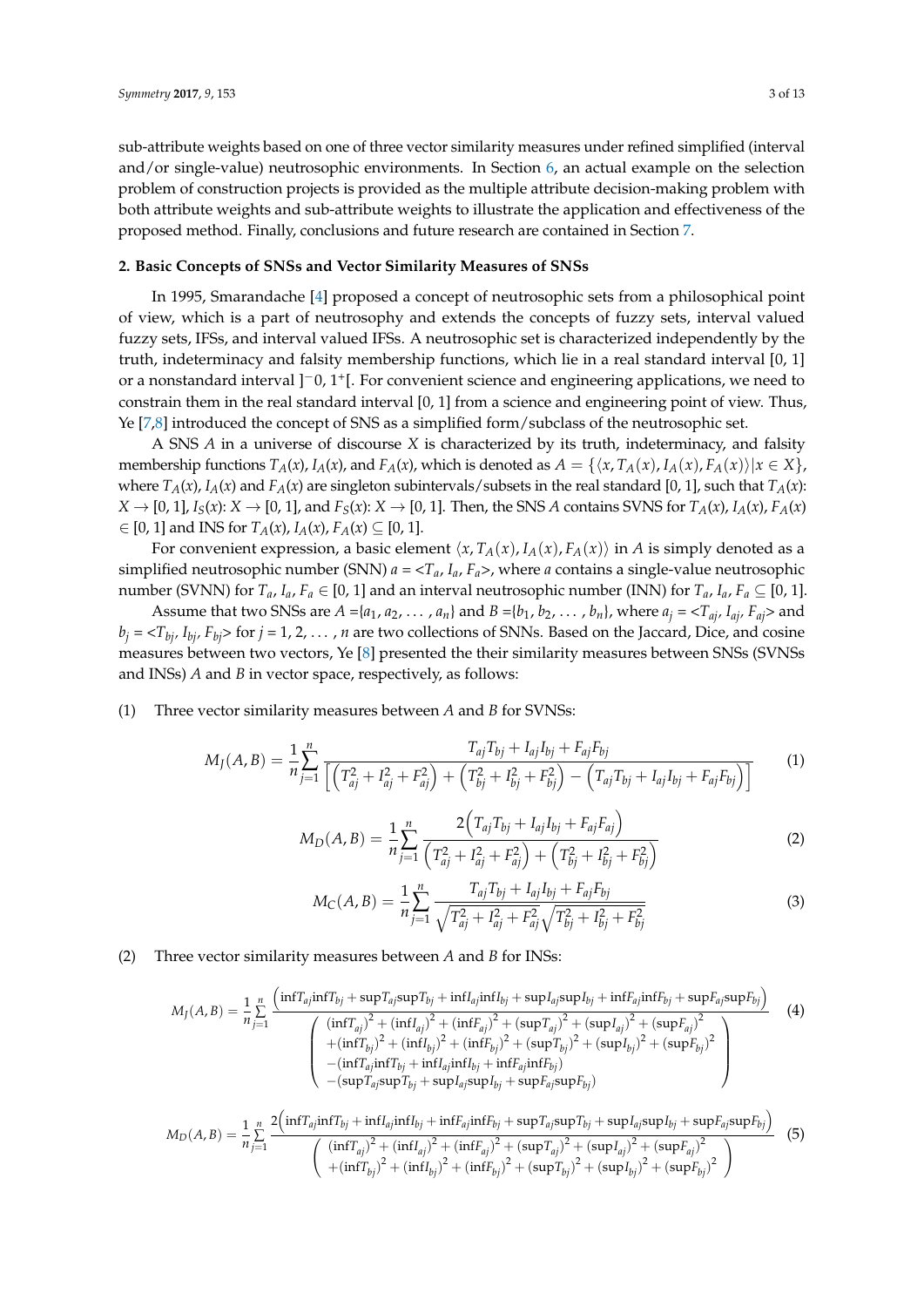sub-attribute weights based on one of three vector similarity measures under refined simplified (interval and/or single-value) neutrosophic environments. In Section 6, an actual example on the selection problem of construction projects is provided as the multiple attribute decision-making problem with both attribute weights and sub-attribute weights to illustrate the application and effectiveness of the proposed method. Finally, conclusions and future research are contained in Section 7.

## 2. Basic Concepts of SNSs and Vector Similarity Measures of SNSs

In 1995, Smarandache [4] proposed a concept of neutrosophic sets from a philosophical point of view, which is a part of neutrosophy and extends the concepts of fuzzy sets, interval valued fuzzy sets, IFSs, and interval valued IFSs. A neutrosophic set is characterized independently by the truth, indeterminacy and falsity membership functions, which lie in a real standard interval [0, 1] or a nonstandard interval $]^{-}0, 1^{+}[$. For convenient science and engineering applications, we need to constrain them in the real standard interval [0, 1] from a science and engineering point of view. Thus, Ye [7,8] introduced the concept of SNS as a simplified form/subclass of the neutrosophic set.

A SNS $A$ in a universe of discourse $X$ is characterized by its truth, indeterminacy, and falsity membership functions $T_A(x)$, $I_A(x)$, and $F_A(x)$, which is denoted as $A = \{\langle x, T_A(x), I_A(x), F_A(x)\rangle | x \in X\}$, where $T_A(x)$, $I_A(x)$ and $F_A(x)$ are singleton subintervals/subsets in the real standard [0, 1], such that $T_A(x)$: $X \to [0, 1]$, $I_S(x)$: $X \to [0, 1]$, and $F_S(x)$: $X \to [0, 1]$. Then, the SNS $A$ contains SVNS for $T_A(x)$, $I_A(x)$, $F_A(x)$ $\in [0, 1]$ and INS for $T_A(x)$, $I_A(x)$, $F_A(x) \subseteq [0, 1]$.

For convenient expression, a basic element $\langle x, T_A(x), I_A(x), F_A(x)\rangle$ in $A$ is simply denoted as a simplified neutrosophic number (SNN) $a = <T_a, I_a, F_a>$, where $a$ contains a single-value neutrosophic number (SVNN) for $T_a$, $I_a$, $F_a \in [0, 1]$ and an interval neutrosophic number (INN) for $T_a$, $I_a$, $F_a \subseteq [0, 1]$.

Assume that two SNSs are $A = \{a_1, a_2, \ldots, a_n\}$ and $B = \{b_1, b_2, \ldots, b_n\}$, where $a_j = <T_{aj}, I_{aj}, F_{aj}>$ and $b_j = <T_{bj}, I_{bj}, F_{bj}>$ for $j = 1, 2, \ldots, n$ are two collections of SNNs. Based on the Jaccard, Dice, and cosine measures between two vectors, Ye [8] presented the their similarity measures between SNSs (SVNSs and INSs) $A$ and $B$ in vector space, respectively, as follows:

(1) Three vector similarity measures between $A$ and $B$ for SVNSs:

$$M_J(A,B) = \frac{1}{n}\sum_{j=1}^{n} \frac{T_{aj}T_{bj} + I_{aj}I_{bj} + F_{aj}F_{bj}}{\left[\left(T_{aj}^2 + I_{aj}^2 + F_{aj}^2\right) + \left(T_{bj}^2 + I_{bj}^2 + F_{bj}^2\right) - \left(T_{aj}T_{bj} + I_{aj}I_{bj} + F_{aj}F_{bj}\right)\right]} \tag{1}$$

$$M_D(A,B) = \frac{1}{n}\sum_{j=1}^{n} \frac{2\left(T_{aj}T_{bj} + I_{aj}I_{bj} + F_{aj}F_{aj}\right)}{\left(T_{aj}^2 + I_{aj}^2 + F_{aj}^2\right) + \left(T_{bj}^2 + I_{bj}^2 + F_{bj}^2\right)} \tag{2}$$

$$M_C(A,B) = \frac{1}{n}\sum_{j=1}^{n} \frac{T_{aj}T_{bj} + I_{aj}I_{bj} + F_{aj}F_{bj}}{\sqrt{T_{aj}^2 + I_{aj}^2 + F_{aj}^2}\sqrt{T_{bj}^2 + I_{bj}^2 + F_{bj}^2}} \tag{3}$$

(2) Three vector similarity measures between $A$ and $B$ for INSs:

$$M_J(A,B) = \frac{1}{n}\sum_{j=1}^{n} \frac{\left(\inf T_{aj}\inf T_{bj} + \sup T_{aj}\sup T_{bj} + \inf I_{aj}\inf I_{bj} + \sup I_{aj}\sup I_{bj} + \inf F_{aj}\inf F_{bj} + \sup F_{aj}\sup F_{bj}\right)}{\left(\begin{array}{l} (\inf T_{aj})^2 + (\inf I_{aj})^2 + (\inf F_{aj})^2 + (\sup T_{aj})^2 + (\sup I_{aj})^2 + (\sup F_{aj})^2 \\ +(\inf T_{bj})^2 + (\inf I_{bj})^2 + (\inf F_{bj})^2 + (\sup T_{bj})^2 + (\sup I_{bj})^2 + (\sup F_{bj})^2 \\ -(\inf T_{aj}\inf T_{bj} + \inf I_{aj}\inf I_{bj} + \inf F_{aj}\inf F_{bj}) \\ -(\sup T_{aj}\sup T_{bj} + \sup I_{aj}\sup I_{bj} + \sup F_{aj}\sup F_{bj}) \end{array}\right)} \tag{4}$$

$$M_D(A,B) = \frac{1}{n}\sum_{j=1}^{n} \frac{2\left(\inf T_{aj}\inf T_{bj} + \inf I_{aj}\inf I_{bj} + \inf F_{aj}\inf F_{bj} + \sup T_{aj}\sup T_{bj} + \sup I_{aj}\sup I_{bj} + \sup F_{aj}\sup F_{bj}\right)}{\left(\begin{array}{l} (\inf T_{aj})^2 + (\inf I_{aj})^2 + (\inf F_{aj})^2 + (\sup T_{aj})^2 + (\sup I_{aj})^2 + (\sup F_{aj})^2 \\ +(\inf T_{bj})^2 + (\inf I_{bj})^2 + (\inf F_{bj})^2 + (\sup T_{bj})^2 + (\sup I_{bj})^2 + (\sup F_{bj})^2 \end{array}\right)} \tag{5}$$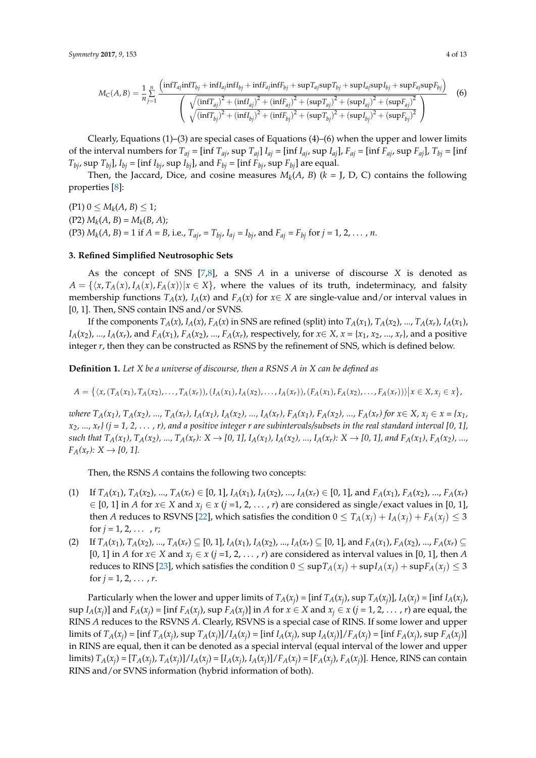$$M_C(A,B) = \frac{1}{n}\sum_{j=1}^{n} \frac{\left(\inf T_{aj}\inf T_{bj} + \inf I_{aj}\inf I_{bj} + \inf F_{aj}\inf F_{bj} + \sup T_{aj}\sup T_{bj} + \sup I_{aj}\sup I_{bj} + \sup F_{aj}\sup F_{bj}\right)}{\left(\begin{array}{c}\sqrt{(\inf T_{aj})^2 + (\inf I_{aj})^2 + (\inf F_{aj})^2 + (\sup T_{aj})^2 + (\sup I_{aj})^2 + (\sup F_{aj})^2} \\ \sqrt{(\inf T_{bj})^2 + (\inf I_{bj})^2 + (\inf F_{bj})^2 + (\sup T_{bj})^2 + (\sup I_{bj})^2 + (\sup F_{bj})^2}\end{array}\right)} \tag{6}$$

Clearly, Equations (1)–(3) are special cases of Equations (4)–(6) when the upper and lower limits of the interval numbers for $T_{aj}$ = [inf $T_{aj}$, sup $T_{aj}$] $I_{aj}$ = [inf $I_{aj}$, sup $I_{aj}$], $F_{aj}$ = [inf $F_{aj}$, sup $F_{aj}$], $T_{bj}$ = [inf $T_{bj}$, sup $T_{bj}$], $I_{bj}$ = [inf $I_{bj}$, sup $I_{bj}$], and $F_{bj}$ = [inf $F_{bj}$, sup $F_{bj}$] are equal.

Then, the Jaccard, Dice, and cosine measures $M_k(A, B)$ ($k$ = J, D, C) contains the following properties [8]:

(P1) $0 \leq M_k(A, B) \leq 1$;
(P2) $M_k(A, B) = M_k(B, A)$;
(P3) $M_k(A, B) = 1$ if $A = B$, i.e., $T_{aj} = T_{bj}$, $I_{aj} = I_{bj}$, and $F_{aj} = F_{bj}$ for $j$ = 1, 2, ..., $n$.

## 3. Refined Simplified Neutrosophic Sets

As the concept of SNS [7,8], a SNS $A$ in a universe of discourse $X$ is denoted as $A = \{\langle x, T_A(x), I_A(x), F_A(x)\rangle | x \in X\}$, where the values of its truth, indeterminacy, and falsity membership functions $T_A(x)$, $I_A(x)$ and $F_A(x)$ for $x \in X$ are single-value and/or interval values in [0, 1]. Then, SNS contain INS and/or SVNS.

If the components $T_A(x)$, $I_A(x)$, $F_A(x)$ in SNS are refined (split) into $T_A(x_1)$, $T_A(x_2)$, ..., $T_A(x_r)$, $I_A(x_1)$, $I_A(x_2)$, ..., $I_A(x_r)$, and $F_A(x_1)$, $F_A(x_2)$, ..., $F_A(x_r)$, respectively, for $x \in X$, $x = \{x_1, x_2, ..., x_r\}$, and a positive integer $r$, then they can be constructed as RSNS by the refinement of SNS, which is defined below.

**Definition 1.** *Let $X$ be a universe of discourse, then a RSNS $A$ in $X$ can be defined as*

$$A = \{\langle x, (T_A(x_1), T_A(x_2), \ldots, T_A(x_r)), (I_A(x_1), I_A(x_2), \ldots, I_A(x_r)), (F_A(x_1), F_A(x_2), \ldots, F_A(x_r))\rangle | x \in X, x_j \in x\},$$

*where $T_A(x_1)$, $T_A(x_2)$, ..., $T_A(x_r)$, $I_A(x_1)$, $I_A(x_2)$, ..., $I_A(x_r)$, $F_A(x_1)$, $F_A(x_2)$, ..., $F_A(x_r)$ for $x \in X$, $x_j \in x = \{x_1, x_2, ..., x_r\}$ ($j$ = 1, 2, ..., $r$), and a positive integer $r$ are subintervals/subsets in the real standard interval [0, 1], such that $T_A(x_1)$, $T_A(x_2)$, ..., $T_A(x_r)$: $X \to [0, 1]$, $I_A(x_1)$, $I_A(x_2)$, ..., $I_A(x_r)$: $X \to [0, 1]$, and $F_A(x_1)$, $F_A(x_2)$, ..., $F_A(x_r)$: $X \to [0, 1]$.*

Then, the RSNS $A$ contains the following two concepts:

1. If $T_A(x_1)$, $T_A(x_2)$, ..., $T_A(x_r) \in [0, 1]$, $I_A(x_1)$, $I_A(x_2)$, ..., $I_A(x_r) \in [0, 1]$, and $F_A(x_1)$, $F_A(x_2)$, ..., $F_A(x_r) \in [0, 1]$ in $A$ for $x \in X$ and $x_j \in x$ ($j$ =1, 2, ..., $r$) are considered as single/exact values in [0, 1], then $A$ reduces to RSVNS [22], which satisfies the condition $0 \leq T_A(x_j) + I_A(x_j) + F_A(x_j) \leq 3$ for $j$ = 1, 2, ..., $r$;
2. If $T_A(x_1)$, $T_A(x_2)$, ..., $T_A(x_r) \subseteq [0, 1]$, $I_A(x_1)$, $I_A(x_2)$, ..., $I_A(x_r) \subseteq [0, 1]$, and $F_A(x_1)$, $F_A(x_2)$, ..., $F_A(x_r) \subseteq [0, 1]$ in $A$ for $x \in X$ and $x_j \in x$ ($j$ =1, 2, ..., $r$) are considered as interval values in [0, 1], then $A$ reduces to RINS [23], which satisfies the condition $0 \leq \sup T_A(x_j) + \sup I_A(x_j) + \sup F_A(x_j) \leq 3$ for $j$ = 1, 2, ..., $r$.

Particularly when the lower and upper limits of $T_A(x_j)$ = [inf $T_A(x_j)$, sup $T_A(x_j)$], $I_A(x_j)$ = [inf $I_A(x_j)$, sup $I_A(x_j)$] and $F_A(x_j)$ = [inf $F_A(x_j)$, sup $F_A(x_j)$] in $A$ for $x \in X$ and $x_j \in x$ ($j$ = 1, 2, ..., $r$) are equal, the RINS $A$ reduces to the RSVNS $A$. Clearly, RSVNS is a special case of RINS. If some lower and upper limits of $T_A(x_j)$ = [inf $T_A(x_j)$, sup $T_A(x_j)$]/$I_A(x_j)$ = [inf $I_A(x_j)$, sup $I_A(x_j)$]/$F_A(x_j)$ = [inf $F_A(x_j)$, sup $F_A(x_j)$] in RINS are equal, then it can be denoted as a special interval (equal interval of the lower and upper limits) $T_A(x_j) = [T_A(x_j), T_A(x_j)]$/$I_A(x_j) = [I_A(x_j), I_A(x_j)]$/$F_A(x_j) = [F_A(x_j), F_A(x_j)]$. Hence, RINS can contain RINS and/or SVNS information (hybrid information of both).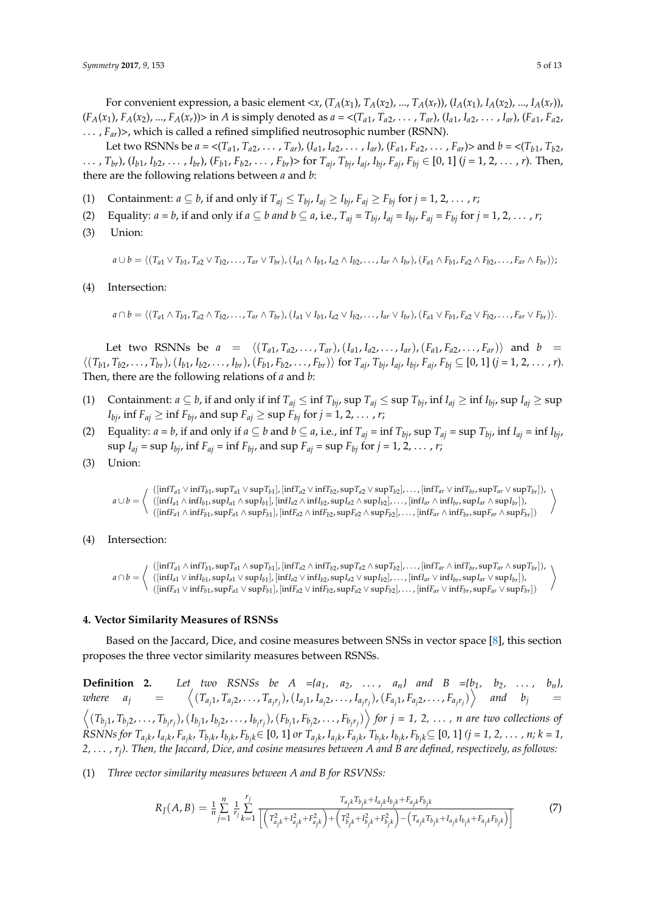For convenient expression, a basic element $<x, (T_A(x_1), T_A(x_2), ..., T_A(x_r)), (I_A(x_1), I_A(x_2), ..., I_A(x_r)), (F_A(x_1), F_A(x_2), ..., F_A(x_r))>$ in $A$ is simply denoted as $a = <(T_{a1}, T_{a2}, \ldots, T_{ar}), (I_{a1}, I_{a2}, \ldots, I_{ar}), (F_{a1}, F_{a2}, \ldots, F_{ar})>$, which is called a refined simplified neutrosophic number (RSNN).

Let two RSNNs be $a = <(T_{a1}, T_{a2}, \ldots, T_{ar}), (I_{a1}, I_{a2}, \ldots, I_{ar}), (F_{a1}, F_{a2}, \ldots, F_{ar})>$ and $b = <(T_{b1}, T_{b2}, \ldots, T_{br}), (I_{b1}, I_{b2}, \ldots, I_{br}), (F_{b1}, F_{b2}, \ldots, F_{br})>$ for $T_{aj}, T_{bj}, I_{aj}, I_{bj}, F_{aj}, F_{bj} \in [0, 1]$ ($j = 1, 2, \ldots, r$). Then, there are the following relations between $a$ and $b$:

(1) Containment: $a \subseteq b$, if and only if $T_{aj} \leq T_{bj}$, $I_{aj} \geq I_{bj}$, $F_{aj} \geq F_{bj}$ for $j = 1, 2, \ldots, r$;

(2) Equality: $a = b$, if and only if $a \subseteq b$ and $b \subseteq a$, i.e., $T_{aj} = T_{bj}$, $I_{aj} = I_{bj}$, $F_{aj} = F_{bj}$ for $j = 1, 2, \ldots, r$;

(3) Union:

$$a \cup b = \langle (T_{a1} \vee T_{b1}, T_{a2} \vee T_{b2}, \ldots, T_{ar} \vee T_{br}), (I_{a1} \wedge I_{b1}, I_{a2} \wedge I_{b2}, \ldots, I_{ar} \wedge I_{br}), (F_{a1} \wedge F_{b1}, F_{a2} \wedge F_{b2}, \ldots, F_{ar} \wedge F_{br}) \rangle;$$

(4) Intersection:

$$a \cap b = \langle (T_{a1} \wedge T_{b1}, T_{a2} \wedge T_{b2}, \ldots, T_{ar} \wedge T_{br}), (I_{a1} \vee I_{b1}, I_{a2} \vee I_{b2}, \ldots, I_{ar} \vee I_{br}), (F_{a1} \vee F_{b1}, F_{a2} \vee F_{b2}, \ldots, F_{ar} \vee F_{br}) \rangle.$$

Let two RSNNs be $a = \langle (T_{a1}, T_{a2}, \ldots, T_{ar}), (I_{a1}, I_{a2}, \ldots, I_{ar}), (F_{a1}, F_{a2}, \ldots, F_{ar}) \rangle$ and $b = \langle (T_{b1}, T_{b2}, \ldots, T_{br}), (I_{b1}, I_{b2}, \ldots, I_{br}), (F_{b1}, F_{b2}, \ldots, F_{br}) \rangle$ for $T_{aj}, T_{bj}, I_{aj}, I_{bj}, F_{aj}, F_{bj} \subseteq [0, 1]$ ($j = 1, 2, \ldots, r$). Then, there are the following relations of $a$ and $b$:

(1) Containment: $a \subseteq b$, if and only if $\inf T_{aj} \leq \inf T_{bj}$, $\sup T_{aj} \leq \sup T_{bj}$, $\inf I_{aj} \geq \inf I_{bj}$, $\sup I_{aj} \geq \sup I_{bj}$, $\inf F_{aj} \geq \inf F_{bj}$, and $\sup F_{aj} \geq \sup F_{bj}$ for $j = 1, 2, \ldots, r$;

(2) Equality: $a = b$, if and only if $a \subseteq b$ and $b \subseteq a$, i.e., $\inf T_{aj} = \inf T_{bj}$, $\sup T_{aj} = \sup T_{bj}$, $\inf I_{aj} = \inf I_{bj}$, $\sup I_{aj} = \sup I_{bj}$, $\inf F_{aj} = \inf F_{bj}$, and $\sup F_{aj} = \sup F_{bj}$ for $j = 1, 2, \ldots, r$;

(3) Union:

$$a \cup b = \left\langle \begin{array}{l} ([\inf T_{a1} \vee \inf T_{b1}, \sup T_{a1} \vee \sup T_{b1}], [\inf T_{a2} \vee \inf T_{b2}, \sup T_{a2} \vee \sup T_{b2}], \ldots, [\inf T_{ar} \vee \inf T_{br}, \sup T_{ar} \vee \sup T_{br}]), \\ ([\inf I_{a1} \wedge \inf I_{b1}, \sup I_{a1} \wedge \sup I_{b1}], [\inf I_{a2} \wedge \inf I_{b2}, \sup I_{a2} \wedge \sup I_{b2}], \ldots, [\inf I_{ar} \wedge \inf I_{br}, \sup I_{ar} \wedge \sup I_{br}]), \\ ([\inf F_{a1} \wedge \inf F_{b1}, \sup F_{a1} \wedge \sup F_{b1}], [\inf F_{a2} \wedge \inf F_{b2}, \sup F_{a2} \wedge \sup F_{b2}], \ldots, [\inf F_{ar} \wedge \inf F_{br}, \sup F_{ar} \wedge \sup F_{br}]) \end{array} \right\rangle$$

(4) Intersection:

$$a \cap b = \left\langle \begin{array}{l} ([\inf T_{a1} \wedge \inf T_{b1}, \sup T_{a1} \wedge \sup T_{b1}], [\inf T_{a2} \wedge \inf T_{b2}, \sup T_{a2} \wedge \sup T_{b2}], \ldots, [\inf T_{ar} \wedge \inf T_{br}, \sup T_{ar} \wedge \sup T_{br}]), \\ ([\inf I_{a1} \vee \inf I_{b1}, \sup I_{a1} \vee \sup I_{b1}], [\inf I_{a2} \vee \inf I_{b2}, \sup I_{a2} \vee \sup I_{b2}], \ldots, [\inf I_{ar} \vee \inf I_{br}, \sup I_{ar} \vee \sup I_{br}]), \\ ([\inf F_{a1} \vee \inf F_{b1}, \sup F_{a1} \vee \sup F_{b1}], [\inf F_{a2} \vee \inf F_{b2}, \sup F_{a2} \vee \sup F_{b2}], \ldots, [\inf F_{ar} \vee \inf F_{br}, \sup F_{ar} \vee \sup F_{br}]) \end{array} \right\rangle$$

## 4. Vector Similarity Measures of RSNSs

Based on the Jaccard, Dice, and cosine measures between SNSs in vector space [8], this section proposes the three vector similarity measures between RSNSs.

**Definition 2.** *Let two RSNSs be $A = \{a_1, a_2, \ldots, a_n\}$ and $B = \{b_1, b_2, \ldots, b_n\}$, where $a_j = \left\langle (T_{a_j1}, T_{a_j2}, \ldots, T_{a_jr_j}), (I_{a_j1}, I_{a_j2}, \ldots, I_{a_jr_j}), (F_{a_j1}, F_{a_j2}, \ldots, F_{a_jr_j}) \right\rangle$ and $b_j = \left\langle (T_{b_j1}, T_{b_j2}, \ldots, T_{b_jr_j}), (I_{b_j1}, I_{b_j2}, \ldots, I_{b_jr_j}), (F_{b_j1}, F_{b_j2}, \ldots, F_{b_jr_j}) \right\rangle$ for $j = 1, 2, \ldots, n$ are two collections of RSNNs for $T_{a_jk}, I_{a_jk}, F_{a_jk}, T_{b_jk}, I_{b_jk}, F_{b_jk} \in [0, 1]$ or $T_{a_jk}, I_{a_jk}, F_{a_jk}, T_{b_jk}, I_{b_jk}, F_{b_jk} \subseteq [0, 1]$ ($j = 1, 2, \ldots, n$; $k = 1, 2, \ldots, r_j$). Then, the Jaccard, Dice, and cosine measures between A and B are defined, respectively, as follows:*

(1) *Three vector similarity measures between A and B for RSVNSs:*

$$R_J(A, B) = \frac{1}{n} \sum_{j=1}^{n} \frac{1}{r_j} \sum_{k=1}^{r_j} \frac{T_{a_jk}T_{b_jk} + I_{a_jk}I_{b_jk} + F_{a_jk}F_{b_jk}}{\left[ \left( T_{a_jk}^2 + I_{a_jk}^2 + F_{a_jk}^2 \right) + \left( T_{b_jk}^2 + I_{b_jk}^2 + F_{b_jk}^2 \right) - \left( T_{a_jk}T_{b_jk} + I_{a_jk}I_{b_jk} + F_{a_jk}F_{b_jk} \right) \right]} \tag{7}$$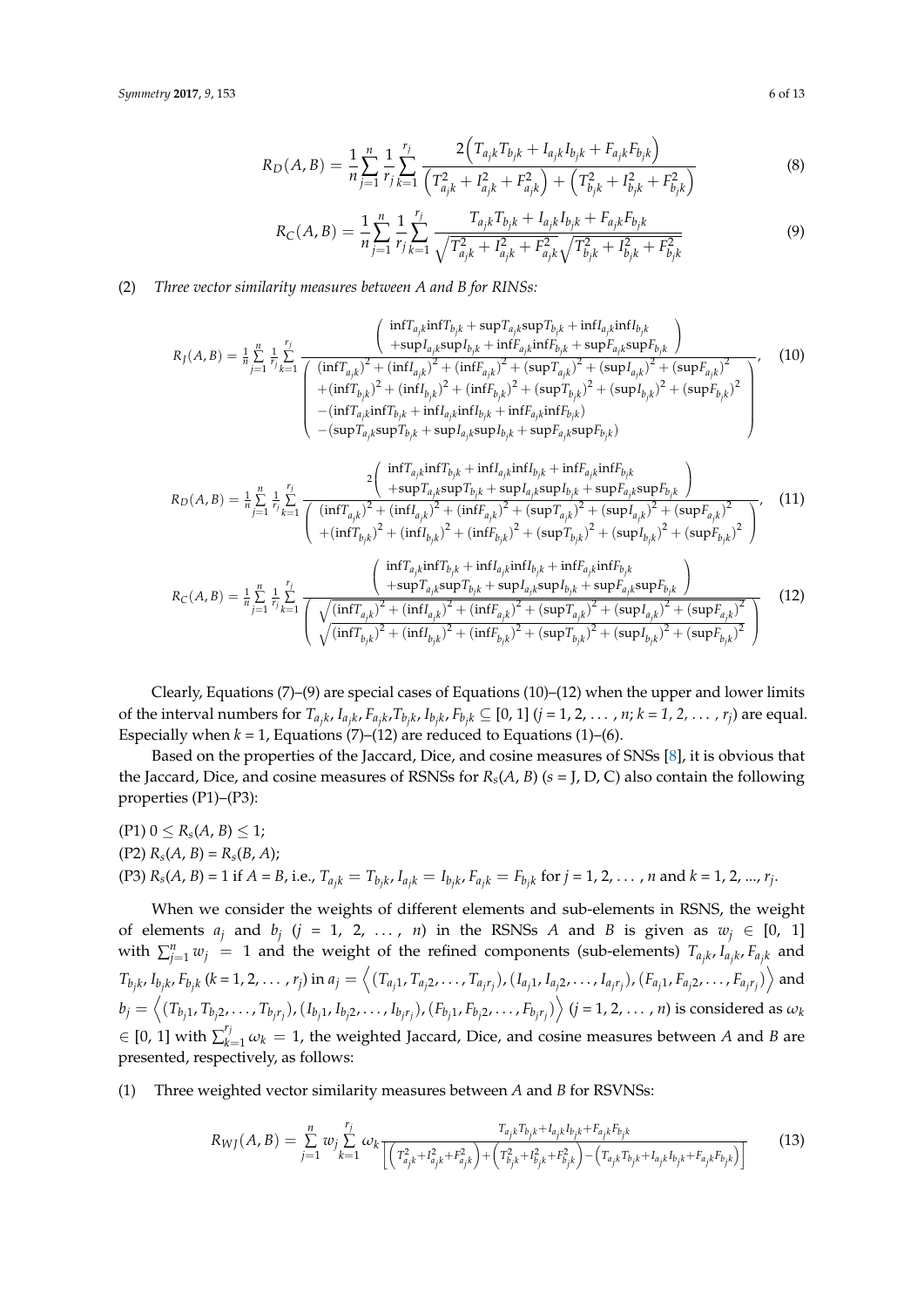$$R_D(A,B) = \frac{1}{n}\sum_{j=1}^{n}\frac{1}{r_j}\sum_{k=1}^{r_j}\frac{2\left(T_{a_jk}T_{b_jk}+I_{a_jk}I_{b_jk}+F_{a_jk}F_{b_jk}\right)}{\left(T_{a_jk}^2+I_{a_jk}^2+F_{a_jk}^2\right)+\left(T_{b_jk}^2+I_{b_jk}^2+F_{b_jk}^2\right)} \tag{8}$$

$$R_C(A,B) = \frac{1}{n}\sum_{j=1}^{n}\frac{1}{r_j}\sum_{k=1}^{r_j}\frac{T_{a_jk}T_{b_jk}+I_{a_jk}I_{b_jk}+F_{a_jk}F_{b_jk}}{\sqrt{T_{a_jk}^2+I_{a_jk}^2+F_{a_jk}^2}\sqrt{T_{b_jk}^2+I_{b_jk}^2+F_{b_jk}^2}} \tag{9}$$

(2) *Three vector similarity measures between A and B for RINSs:*

$$R_J(A,B) = \frac{1}{n}\sum_{j=1}^{n}\frac{1}{r_j}\sum_{k=1}^{r_j}\frac{\left(\begin{array}{c}\inf T_{a_jk}\inf T_{b_jk}+\sup T_{a_jk}\sup T_{b_jk}+\inf I_{a_jk}\inf I_{b_jk}\\+\sup I_{a_jk}\sup I_{b_jk}+\inf F_{a_jk}\inf F_{b_jk}+\sup F_{a_jk}\sup F_{b_jk}\end{array}\right)}{\left(\begin{array}{c}(\inf T_{a_jk})^2+(\inf I_{a_jk})^2+(\inf F_{a_jk})^2+(\sup T_{a_jk})^2+(\sup I_{a_jk})^2+(\sup F_{a_jk})^2\\+(\inf T_{b_jk})^2+(\inf I_{b_jk})^2+(\inf F_{b_jk})^2+(\sup T_{b_jk})^2+(\sup I_{b_jk})^2+(\sup F_{b_jk})^2\\-(\inf T_{a_jk}\inf T_{b_jk}+\inf I_{a_jk}\inf I_{b_jk}+\inf F_{a_jk}\inf F_{b_jk})\\-(\sup T_{a_jk}\sup T_{b_jk}+\sup I_{a_jk}\sup I_{b_jk}+\sup F_{a_jk}\sup F_{b_jk})\end{array}\right)}, \tag{10}$$

$$R_D(A,B) = \frac{1}{n}\sum_{j=1}^{n}\frac{1}{r_j}\sum_{k=1}^{r_j}\frac{2\left(\begin{array}{c}\inf T_{a_jk}\inf T_{b_jk}+\inf I_{a_jk}\inf I_{b_jk}+\inf F_{a_jk}\inf F_{b_jk}\\+\sup T_{a_jk}\sup T_{b_jk}+\sup I_{a_jk}\sup I_{b_jk}+\sup F_{a_jk}\sup F_{b_jk}\end{array}\right)}{\left(\begin{array}{c}(\inf T_{a_jk})^2+(\inf I_{a_jk})^2+(\inf F_{a_jk})^2+(\sup T_{a_jk})^2+(\sup I_{a_jk})^2+(\sup F_{a_jk})^2\\+(\inf T_{b_jk})^2+(\inf I_{b_jk})^2+(\inf F_{b_jk})^2+(\sup T_{b_jk})^2+(\sup I_{b_jk})^2+(\sup F_{b_jk})^2\end{array}\right)}, \tag{11}$$

$$R_C(A,B) = \frac{1}{n}\sum_{j=1}^{n}\frac{1}{r_j}\sum_{k=1}^{r_j}\frac{\left(\begin{array}{c}\inf T_{a_jk}\inf T_{b_jk}+\inf I_{a_jk}\inf I_{b_jk}+\inf F_{a_jk}\inf F_{b_jk}\\+\sup T_{a_jk}\sup T_{b_jk}+\sup I_{a_jk}\sup I_{b_jk}+\sup F_{a_jk}\sup F_{b_jk}\end{array}\right)}{\left(\begin{array}{c}\sqrt{(\inf T_{a_jk})^2+(\inf I_{a_jk})^2+(\inf F_{a_jk})^2+(\sup T_{a_jk})^2+(\sup I_{a_jk})^2+(\sup F_{a_jk})^2}\\\sqrt{(\inf T_{b_jk})^2+(\inf I_{b_jk})^2+(\inf F_{b_jk})^2+(\sup T_{b_jk})^2+(\sup I_{b_jk})^2+(\sup F_{b_jk})^2}\end{array}\right)} \tag{12}$$

Clearly, Equations (7)–(9) are special cases of Equations (10)–(12) when the upper and lower limits of the interval numbers for $T_{a_jk}, I_{a_jk}, F_{a_jk}, T_{b_jk}, I_{b_jk}, F_{b_jk} \subseteq [0, 1]$ ($j = 1, 2, \ldots, n$; $k = 1, 2, \ldots, r_j$) are equal. Especially when $k = 1$, Equations (7)–(12) are reduced to Equations (1)–(6).

Based on the properties of the Jaccard, Dice, and cosine measures of SNSs [8], it is obvious that the Jaccard, Dice, and cosine measures of RSNSs for $R_s(A, B)$ ($s$ = J, D, C) also contain the following properties (P1)–(P3):

(P1) $0 \leq R_s(A, B) \leq 1$;
(P2) $R_s(A, B) = R_s(B, A)$;
(P3) $R_s(A, B) = 1$ if $A = B$, i.e., $T_{a_jk} = T_{b_jk}$, $I_{a_jk} = I_{b_jk}$, $F_{a_jk} = F_{b_jk}$ for $j = 1, 2, \ldots, n$ and $k = 1, 2, \ldots, r_j$.

When we consider the weights of different elements and sub-elements in RSNS, the weight of elements $a_j$ and $b_j$ ($j = 1, 2, \ldots, n$) in the RSNSs $A$ and $B$ is given as $w_j \in [0, 1]$ with $\sum_{j=1}^{n} w_j = 1$ and the weight of the refined components (sub-elements) $T_{a_jk}, I_{a_jk}, F_{a_jk}$ and $T_{b_jk}, I_{b_jk}, F_{b_jk}$ ($k = 1, 2, \ldots, r_j$) in $a_j = \left\langle (T_{a_j1}, T_{a_j2}, \ldots, T_{a_jr_j}), (I_{a_j1}, I_{a_j2}, \ldots, I_{a_jr_j}), (F_{a_j1}, F_{a_j2}, \ldots, F_{a_jr_j}) \right\rangle$ and $b_j = \left\langle (T_{b_j1}, T_{b_j2}, \ldots, T_{b_jr_j}), (I_{b_j1}, I_{b_j2}, \ldots, I_{b_jr_j}), (F_{b_j1}, F_{b_j2}, \ldots, F_{b_jr_j}) \right\rangle$ ($j = 1, 2, \ldots, n$) is considered as $\omega_k \in [0, 1]$ with $\sum_{k=1}^{r_j} \omega_k = 1$, the weighted Jaccard, Dice, and cosine measures between $A$ and $B$ are presented, respectively, as follows:

(1) Three weighted vector similarity measures between $A$ and $B$ for RSVNSs:

$$R_{WJ}(A,B) = \sum_{j=1}^{n} w_j \sum_{k=1}^{r_j} \omega_k \frac{T_{a_jk}T_{b_jk}+I_{a_jk}I_{b_jk}+F_{a_jk}F_{b_jk}}{\left[\left(T_{a_jk}^2+I_{a_jk}^2+F_{a_jk}^2\right)+\left(T_{b_jk}^2+I_{b_jk}^2+F_{b_jk}^2\right)-\left(T_{a_jk}T_{b_jk}+I_{a_jk}I_{b_jk}+F_{a_jk}F_{b_jk}\right)\right]} \tag{13}$$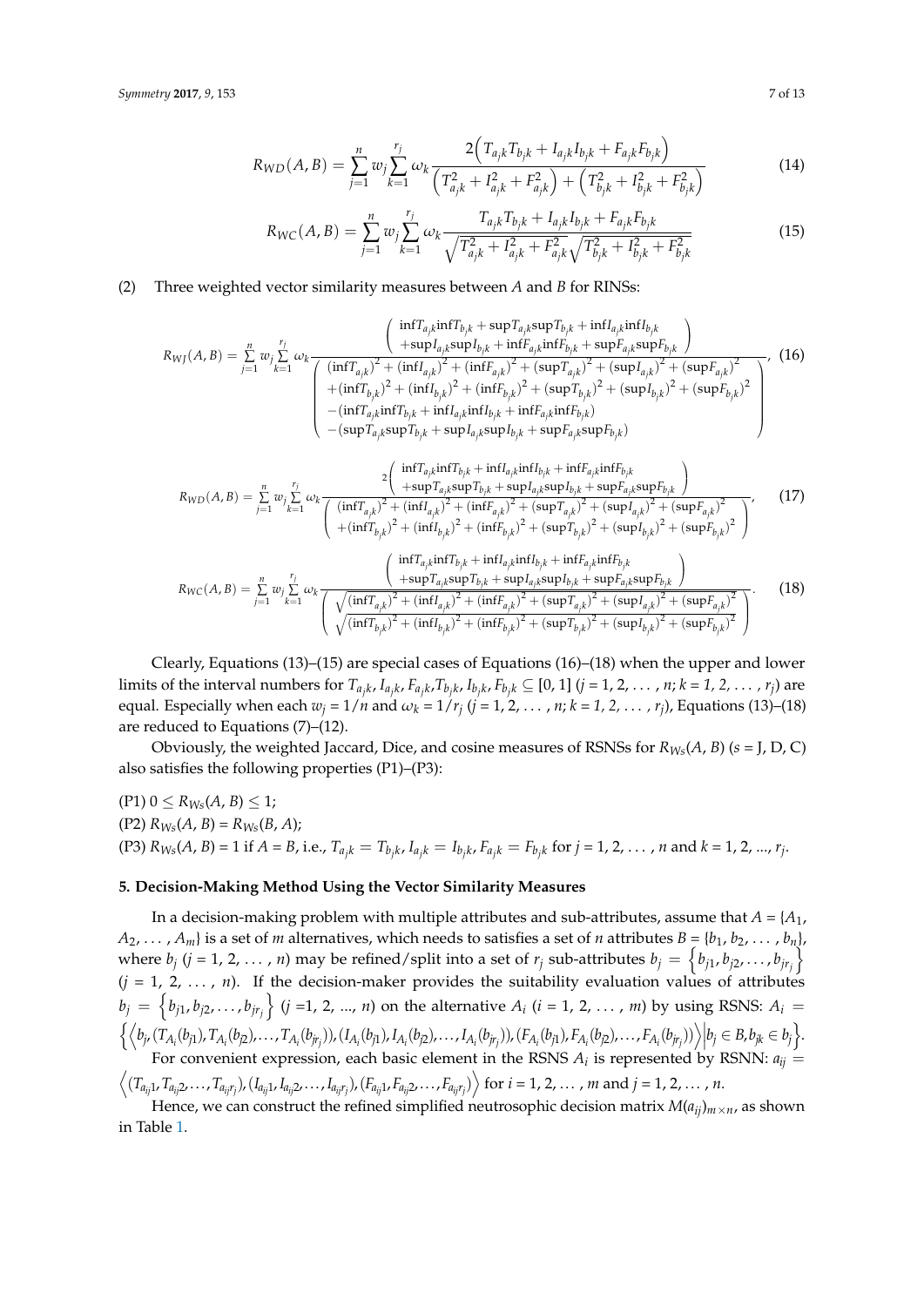$$R_{WD}(A,B)=\sum_{j=1}^{n}w_j\sum_{k=1}^{r_j}\omega_k\frac{2\left(T_{a_jk}T_{b_jk}+I_{a_jk}I_{b_jk}+F_{a_jk}F_{b_jk}\right)}{\left(T_{a_jk}^2+I_{a_jk}^2+F_{a_jk}^2\right)+\left(T_{b_jk}^2+I_{b_jk}^2+F_{b_jk}^2\right)} \quad (14)$$

$$R_{WC}(A,B)=\sum_{j=1}^{n}w_j\sum_{k=1}^{r_j}\omega_k\frac{T_{a_jk}T_{b_jk}+I_{a_jk}I_{b_jk}+F_{a_jk}F_{b_jk}}{\sqrt{T_{a_jk}^2+I_{a_jk}^2+F_{a_jk}^2}\sqrt{T_{b_jk}^2+I_{b_jk}^2+F_{b_jk}^2}} \quad (15)$$

(2) Three weighted vector similarity measures between $A$ and $B$ for RINSs:

$$R_{WJ}(A,B)=\sum_{j=1}^{n}w_j\sum_{k=1}^{r_j}\omega_k\frac{\begin{pmatrix}\inf T_{a_jk}\inf T_{b_jk}+\sup T_{a_jk}\sup T_{b_jk}+\inf I_{a_jk}\inf I_{b_jk}\\+\sup I_{a_jk}\sup I_{b_jk}+\inf F_{a_jk}\inf F_{b_jk}+\sup F_{a_jk}\sup F_{b_jk}\end{pmatrix}}{\begin{pmatrix}(\inf T_{a_jk})^2+(\inf I_{a_jk})^2+(\inf F_{a_jk})^2+(\sup T_{a_jk})^2+(\sup I_{a_jk})^2+(\sup F_{a_jk})^2\\+(\inf T_{b_jk})^2+(\inf I_{b_jk})^2+(\inf F_{b_jk})^2+(\sup T_{b_jk})^2+(\sup I_{b_jk})^2+(\sup F_{b_jk})^2\\-(\inf T_{a_jk}\inf T_{b_jk}+\inf I_{a_jk}\inf I_{b_jk}+\inf F_{a_jk}\inf F_{b_jk})\\-(\sup T_{a_jk}\sup T_{b_jk}+\sup I_{a_jk}\sup I_{b_jk}+\sup F_{a_jk}\sup F_{b_jk})\end{pmatrix}}, \quad (16)$$

$$R_{WD}(A,B)=\sum_{j=1}^{n}w_j\sum_{k=1}^{r_j}\omega_k\frac{2\begin{pmatrix}\inf T_{a_jk}\inf T_{b_jk}+\inf I_{a_jk}\inf I_{b_jk}+\inf F_{a_jk}\inf F_{b_jk}\\+\sup T_{a_jk}\sup T_{b_jk}+\sup I_{a_jk}\sup I_{b_jk}+\sup F_{a_jk}\sup F_{b_jk}\end{pmatrix}}{\begin{pmatrix}(\inf T_{a_jk})^2+(\inf I_{a_jk})^2+(\inf F_{a_jk})^2+(\sup T_{a_jk})^2+(\sup I_{a_jk})^2+(\sup F_{a_jk})^2\\+(\inf T_{b_jk})^2+(\inf I_{b_jk})^2+(\inf F_{b_jk})^2+(\sup T_{b_jk})^2+(\sup I_{b_jk})^2+(\sup F_{b_jk})^2\end{pmatrix}}, \quad (17)$$

$$R_{WC}(A,B)=\sum_{j=1}^{n}w_j\sum_{k=1}^{r_j}\omega_k\frac{\begin{pmatrix}\inf T_{a_jk}\inf T_{b_jk}+\inf I_{a_jk}\inf I_{b_jk}+\inf F_{a_jk}\inf F_{b_jk}\\+\sup T_{a_jk}\sup T_{b_jk}+\sup I_{a_jk}\sup I_{b_jk}+\sup F_{a_jk}\sup F_{b_jk}\end{pmatrix}}{\begin{pmatrix}\sqrt{(\inf T_{a_jk})^2+(\inf I_{a_jk})^2+(\inf F_{a_jk})^2+(\sup T_{a_jk})^2+(\sup I_{a_jk})^2+(\sup F_{a_jk})^2}\\\sqrt{(\inf T_{b_jk})^2+(\inf I_{b_jk})^2+(\inf F_{b_jk})^2+(\sup T_{b_jk})^2+(\sup I_{b_jk})^2+(\sup F_{b_jk})^2}\end{pmatrix}}. \quad (18)$$

Clearly, Equations (13)–(15) are special cases of Equations (16)–(18) when the upper and lower limits of the interval numbers for $T_{a_jk}, I_{a_jk}, F_{a_jk}, T_{b_jk}, I_{b_jk}, F_{b_jk} \subseteq [0, 1]$ ($j = 1, 2, \ldots, n$; $k = 1, 2, \ldots, r_j$) are equal. Especially when each $w_j = 1/n$ and $\omega_k = 1/r_j$ ($j = 1, 2, \ldots, n$; $k = 1, 2, \ldots, r_j$), Equations (13)–(18) are reduced to Equations (7)–(12).

Obviously, the weighted Jaccard, Dice, and cosine measures of RSNSs for $R_{Ws}(A, B)$ ($s$ = J, D, C) also satisfies the following properties (P1)–(P3):

(P1) $0 \leq R_{Ws}(A, B) \leq 1$;
(P2) $R_{Ws}(A, B) = R_{Ws}(B, A)$;
(P3) $R_{Ws}(A, B) = 1$ if $A = B$, i.e., $T_{a_jk} = T_{b_jk}$, $I_{a_jk} = I_{b_jk}$, $F_{a_jk} = F_{b_jk}$ for $j = 1, 2, \ldots, n$ and $k = 1, 2, \ldots, r_j$.

## 5. Decision-Making Method Using the Vector Similarity Measures

In a decision-making problem with multiple attributes and sub-attributes, assume that $A = \{A_1, A_2, \ldots, A_m\}$ is a set of $m$ alternatives, which needs to satisfies a set of $n$ attributes $B = \{b_1, b_2, \ldots, b_n\}$, where $b_j$ ($j = 1, 2, \ldots, n$) may be refined/split into a set of $r_j$ sub-attributes $b_j = \left\{b_{j1}, b_{j2}, \ldots, b_{jr_j}\right\}$ ($j = 1, 2, \ldots, n$). If the decision-maker provides the suitability evaluation values of attributes $b_j = \left\{b_{j1}, b_{j2}, \ldots, b_{jr_j}\right\}$ ($j$ =1, 2, ..., $n$) on the alternative $A_i$ ($i = 1, 2, \ldots, m$) by using RSNS: $A_i = \left\{\left\langle b_j, (T_{A_i}(b_{j1}), T_{A_i}(b_{j2}), \ldots, T_{A_i}(b_{jr_j})), (I_{A_i}(b_{j1}), I_{A_i}(b_{j2}), \ldots, I_{A_i}(b_{jr_j})), (F_{A_i}(b_{j1}), F_{A_i}(b_{j2}), \ldots, F_{A_i}(b_{jr_j}))\right\rangle \middle| b_j \in B, b_{jk} \in b_j\right\}$.

For convenient expression, each basic element in the RSNS $A_i$ is represented by RSNN: $a_{ij} = \left\langle (T_{a_{ij}1}, T_{a_{ij}2}, \ldots, T_{a_{ij}r_j}), (I_{a_{ij}1}, I_{a_{ij}2}, \ldots, I_{a_{ij}r_j}), (F_{a_{ij}1}, F_{a_{ij}2}, \ldots, F_{a_{ij}r_j})\right\rangle$ for $i = 1, 2, \ldots, m$ and $j = 1, 2, \ldots, n$.

Hence, we can construct the refined simplified neutrosophic decision matrix $M(a_{ij})_{m \times n}$, as shown in Table 1.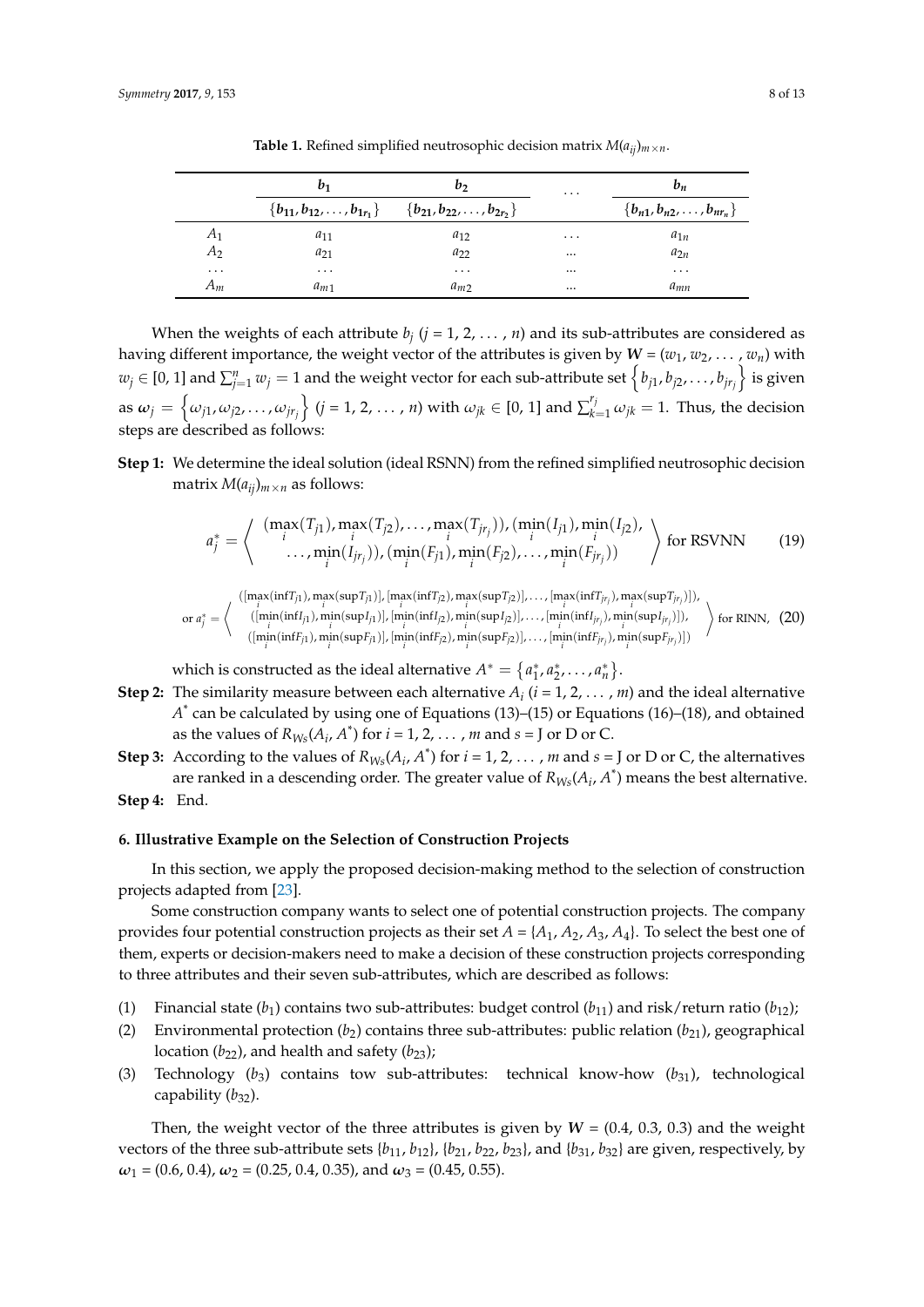**Table 1.** Refined simplified neutrosophic decision matrix $M(a_{ij})_{m\times n}$.

| | $b_1$ | $b_2$ | ... | $b_n$ |
|---|---|---|---|---|
| | $\{b_{11}, b_{12}, \ldots, b_{1r_1}\}$ | $\{b_{21}, b_{22}, \ldots, b_{2r_2}\}$ | | $\{b_{n1}, b_{n2}, \ldots, b_{nr_n}\}$ |
| $A_1$ | $a_{11}$ | $a_{12}$ | ... | $a_{1n}$ |
| $A_2$ | $a_{21}$ | $a_{22}$ | ... | $a_{2n}$ |
| ... | ... | ... | ... | ... |
| $A_m$ | $a_{m1}$ | $a_{m2}$ | ... | $a_{mn}$ |

When the weights of each attribute $b_j$ ($j = 1, 2, \ldots, n$) and its sub-attributes are considered as having different importance, the weight vector of the attributes is given by $\boldsymbol{W} = (w_1, w_2, \ldots, w_n)$ with $w_j \in [0, 1]$ and $\sum_{j=1}^{n} w_j = 1$ and the weight vector for each sub-attribute set $\left\{b_{j1}, b_{j2}, \ldots, b_{jr_j}\right\}$ is given as $\boldsymbol{\omega}_j = \left\{\omega_{j1}, \omega_{j2}, \ldots, \omega_{jr_j}\right\}$ ($j = 1, 2, \ldots, n$) with $\omega_{jk} \in [0, 1]$ and $\sum_{k=1}^{r_j} \omega_{jk} = 1$. Thus, the decision steps are described as follows:

**Step 1:** We determine the ideal solution (ideal RSNN) from the refined simplified neutrosophic decision matrix $M(a_{ij})_{m\times n}$ as follows:

$$a_j^* = \left\langle \begin{array}{c} (\max\limits_i(T_{j1}), \max\limits_i(T_{j2}), \ldots, \max\limits_i(T_{jr_j})), (\min\limits_i(I_{j1}), \min\limits_i(I_{j2}), \\ \ldots, \min\limits_i(I_{jr_j})), (\min\limits_i(F_{j1}), \min\limits_i(F_{j2}), \ldots, \min\limits_i(F_{jr_j})) \end{array} \right\rangle \text{ for RSVNN} \quad (19)$$

$$\text{or } a_j^* = \left\langle \begin{array}{c} ([\max\limits_i(\inf T_{j1}), \max\limits_i(\sup T_{j1})], [\max\limits_i(\inf T_{j2}), \max\limits_i(\sup T_{j2})], \ldots, [\max\limits_i(\inf T_{jr_j}), \max\limits_i(\sup T_{jr_j})]), \\ ([\min\limits_i(\inf I_{j1}), \min\limits_i(\sup I_{j1})], [\min\limits_i(\inf I_{j2}), \min\limits_i(\sup I_{j2})], \ldots, [\min\limits_i(\inf I_{jr_j}), \min\limits_i(\sup I_{jr_j})]), \\ ([\min\limits_i(\inf F_{j1}), \min\limits_i(\sup F_{j1})], [\min\limits_i(\inf F_{j2}), \min\limits_i(\sup F_{j2})], \ldots, [\min\limits_i(\inf F_{jr_j}), \min\limits_i(\sup F_{jr_j})]) \end{array} \right\rangle \text{ for RINN}, \quad (20)$$

which is constructed as the ideal alternative $A^* = \left\{a_1^*, a_2^*, \ldots, a_n^*\right\}$.

**Step 2:** The similarity measure between each alternative $A_i$ ($i = 1, 2, \ldots, m$) and the ideal alternative $A^*$ can be calculated by using one of Equations (13)–(15) or Equations (16)–(18), and obtained as the values of $R_{Ws}(A_i, A^*)$ for $i = 1, 2, \ldots, m$ and $s$ = J or D or C.

**Step 3:** According to the values of $R_{Ws}(A_i, A^*)$ for $i = 1, 2, \ldots, m$ and $s$ = J or D or C, the alternatives are ranked in a descending order. The greater value of $R_{Ws}(A_i, A^*)$ means the best alternative.

**Step 4:** End.

## 6. Illustrative Example on the Selection of Construction Projects

In this section, we apply the proposed decision-making method to the selection of construction projects adapted from [23].

Some construction company wants to select one of potential construction projects. The company provides four potential construction projects as their set $A = \{A_1, A_2, A_3, A_4\}$. To select the best one of them, experts or decision-makers need to make a decision of these construction projects corresponding to three attributes and their seven sub-attributes, which are described as follows:

(1) Financial state ($b_1$) contains two sub-attributes: budget control ($b_{11}$) and risk/return ratio ($b_{12}$);
(2) Environmental protection ($b_2$) contains three sub-attributes: public relation ($b_{21}$), geographical location ($b_{22}$), and health and safety ($b_{23}$);
(3) Technology ($b_3$) contains tow sub-attributes: technical know-how ($b_{31}$), technological capability ($b_{32}$).

Then, the weight vector of the three attributes is given by $\boldsymbol{W}$ = (0.4, 0.3, 0.3) and the weight vectors of the three sub-attribute sets $\{b_{11}, b_{12}\}$, $\{b_{21}, b_{22}, b_{23}\}$, and $\{b_{31}, b_{32}\}$ are given, respectively, by $\boldsymbol{\omega}_1$ = (0.6, 0.4), $\boldsymbol{\omega}_2$ = (0.25, 0.4, 0.35), and $\boldsymbol{\omega}_3$ = (0.45, 0.55).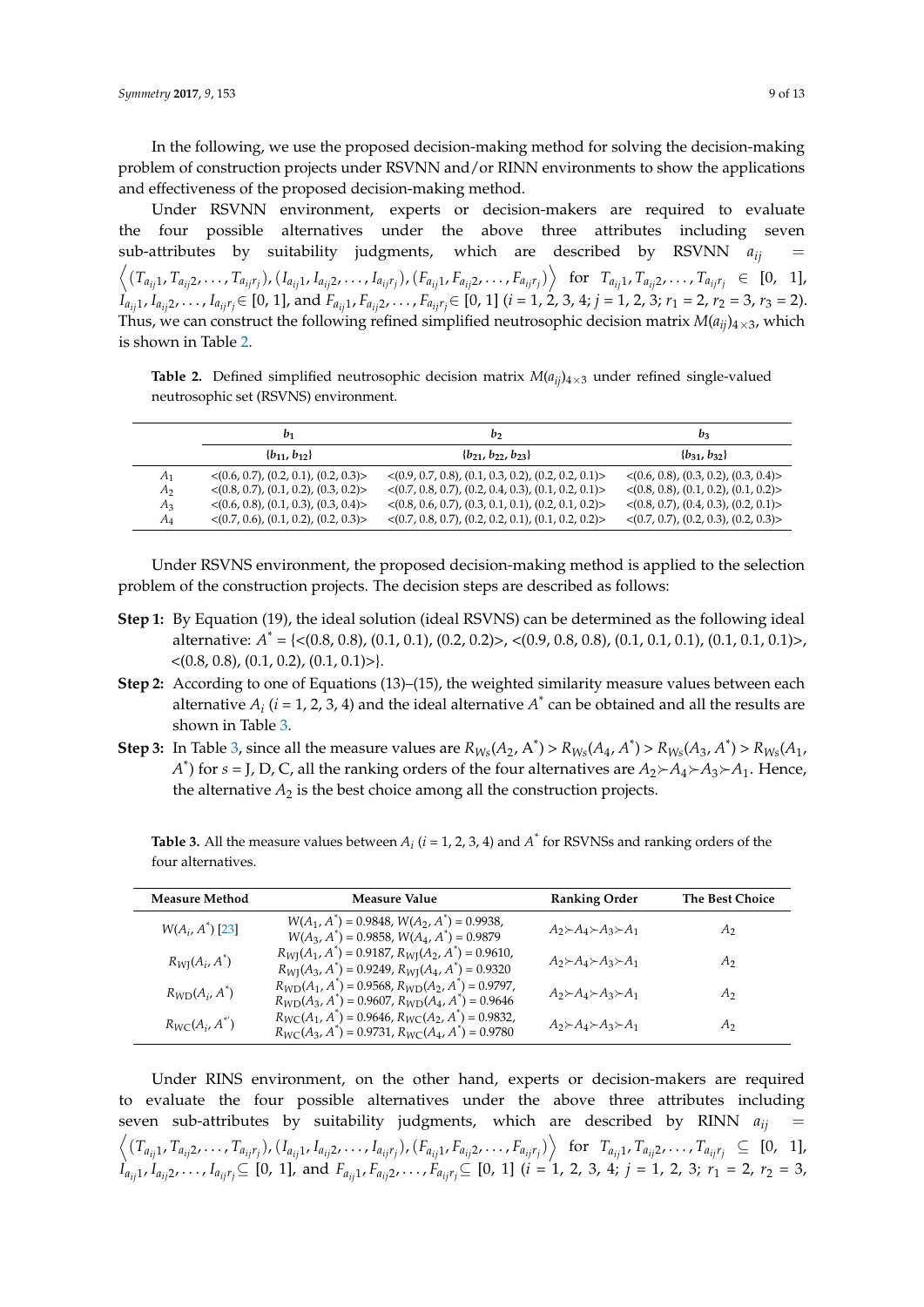In the following, we use the proposed decision-making method for solving the decision-making problem of construction projects under RSVNN and/or RINN environments to show the applications and effectiveness of the proposed decision-making method.

Under RSVNN environment, experts or decision-makers are required to evaluate the four possible alternatives under the above three attributes including seven sub-attributes by suitability judgments, which are described by RSVNN $a_{ij} = \left\langle (T_{a_{ij}1}, T_{a_{ij}2}, \ldots, T_{a_{ij}r_j}), (I_{a_{ij}1}, I_{a_{ij}2}, \ldots, I_{a_{ij}r_j}), (F_{a_{ij}1}, F_{a_{ij}2}, \ldots, F_{a_{ij}r_j}) \right\rangle$ for $T_{a_{ij}1}, T_{a_{ij}2}, \ldots, T_{a_{ij}r_j} \in [0, 1]$, $I_{a_{ij}1}, I_{a_{ij}2}, \ldots, I_{a_{ij}r_j} \in [0, 1]$, and $F_{a_{ij}1}, F_{a_{ij}2}, \ldots, F_{a_{ij}r_j} \in [0, 1]$ ($i = 1, 2, 3, 4$; $j = 1, 2, 3$; $r_1 = 2$, $r_2 = 3$, $r_3 = 2$). Thus, we can construct the following refined simplified neutrosophic decision matrix $M(a_{ij})_{4\times3}$, which is shown in Table 2.

**Table 2.** Defined simplified neutrosophic decision matrix $M(a_{ij})_{4\times3}$ under refined single-valued neutrosophic set (RSVNS) environment.

| | $b_1$ | $b_2$ | $b_3$ |
|---|---|---|---|
| | $\{b_{11}, b_{12}\}$ | $\{b_{21}, b_{22}, b_{23}\}$ | $\{b_{31}, b_{32}\}$ |
| $A_1$ | <(0.6, 0.7), (0.2, 0.1), (0.2, 0.3)> | <(0.9, 0.7, 0.8), (0.1, 0.3, 0.2), (0.2, 0.2, 0.1)> | <(0.6, 0.8), (0.3, 0.2), (0.3, 0.4)> |
| $A_2$ | <(0.8, 0.7), (0.1, 0.2), (0.3, 0.2)> | <(0.7, 0.8, 0.7), (0.2, 0.4, 0.3), (0.1, 0.2, 0.1)> | <(0.8, 0.8), (0.1, 0.2), (0.1, 0.2)> |
| $A_3$ | <(0.6, 0.8), (0.1, 0.3), (0.3, 0.4)> | <(0.8, 0.6, 0.7), (0.3, 0.1, 0.1), (0.2, 0.1, 0.2)> | <(0.8, 0.7), (0.4, 0.3), (0.2, 0.1)> |
| $A_4$ | <(0.7, 0.6), (0.1, 0.2), (0.2, 0.3)> | <(0.7, 0.8, 0.7), (0.2, 0.2, 0.1), (0.1, 0.2, 0.2)> | <(0.7, 0.7), (0.2, 0.3), (0.2, 0.3)> |

Under RSVNS environment, the proposed decision-making method is applied to the selection problem of the construction projects. The decision steps are described as follows:

**Step 1:** By Equation (19), the ideal solution (ideal RSVNS) can be determined as the following ideal alternative: $A^*$ = {<(0.8, 0.8), (0.1, 0.1), (0.2, 0.2)>, <(0.9, 0.8, 0.8), (0.1, 0.1, 0.1), (0.1, 0.1, 0.1)>, <(0.8, 0.8), (0.1, 0.2), (0.1, 0.1)>}.

**Step 2:** According to one of Equations (13)–(15), the weighted similarity measure values between each alternative $A_i$ ($i = 1, 2, 3, 4$) and the ideal alternative $A^*$ can be obtained and all the results are shown in Table 3.

**Step 3:** In Table 3, since all the measure values are $R_{Ws}(A_2, A^*) > R_{Ws}(A_4, A^*) > R_{Ws}(A_3, A^*) > R_{Ws}(A_1, A^*)$ for $s$ = J, D, C, all the ranking orders of the four alternatives are $A_2 \succ A_4 \succ A_3 \succ A_1$. Hence, the alternative $A_2$ is the best choice among all the construction projects.

**Table 3.** All the measure values between $A_i$ ($i = 1, 2, 3, 4$) and $A^*$ for RSVNSs and ranking orders of the four alternatives.

| Measure Method | Measure Value | Ranking Order | The Best Choice |
|---|---|---|---|
| $W(A_i, A^*)$ [23] | $W(A_1, A^*) = 0.9848$, $W(A_2, A^*) = 0.9938$, $W(A_3, A^*) = 0.9858$, $W(A_4, A^*) = 0.9879$ | $A_2 \succ A_4 \succ A_3 \succ A_1$ | $A_2$ |
| $R_{WJ}(A_i, A^*)$ | $R_{WJ}(A_1, A^*) = 0.9187$, $R_{WJ}(A_2, A^*) = 0.9610$, $R_{WJ}(A_3, A^*) = 0.9249$, $R_{WJ}(A_4, A^*) = 0.9320$ | $A_2 \succ A_4 \succ A_3 \succ A_1$ | $A_2$ |
| $R_{WD}(A_i, A^*)$ | $R_{WD}(A_1, A^*) = 0.9568$, $R_{WD}(A_2, A^*) = 0.9797$, $R_{WD}(A_3, A^*) = 0.9607$, $R_{WD}(A_4, A^*) = 0.9646$ | $A_2 \succ A_4 \succ A_3 \succ A_1$ | $A_2$ |
| $R_{WC}(A_i, A^{*})$ | $R_{WC}(A_1, A^*) = 0.9646$, $R_{WC}(A_2, A^*) = 0.9832$, $R_{WC}(A_3, A^*) = 0.9731$, $R_{WC}(A_4, A^*) = 0.9780$ | $A_2 \succ A_4 \succ A_3 \succ A_1$ | $A_2$ |

Under RINS environment, on the other hand, experts or decision-makers are required to evaluate the four possible alternatives under the above three attributes including seven sub-attributes by suitability judgments, which are described by RINN $a_{ij} = \left\langle (T_{a_{ij}1}, T_{a_{ij}2}, \ldots, T_{a_{ij}r_j}), (I_{a_{ij}1}, I_{a_{ij}2}, \ldots, I_{a_{ij}r_j}), (F_{a_{ij}1}, F_{a_{ij}2}, \ldots, F_{a_{ij}r_j}) \right\rangle$ for $T_{a_{ij}1}, T_{a_{ij}2}, \ldots, T_{a_{ij}r_j} \subseteq [0, 1]$, $I_{a_{ij}1}, I_{a_{ij}2}, \ldots, I_{a_{ij}r_j} \subseteq [0, 1]$, and $F_{a_{ij}1}, F_{a_{ij}2}, \ldots, F_{a_{ij}r_j} \subseteq [0, 1]$ ($i = 1, 2, 3, 4$; $j = 1, 2, 3$; $r_1 = 2$, $r_2 = 3$,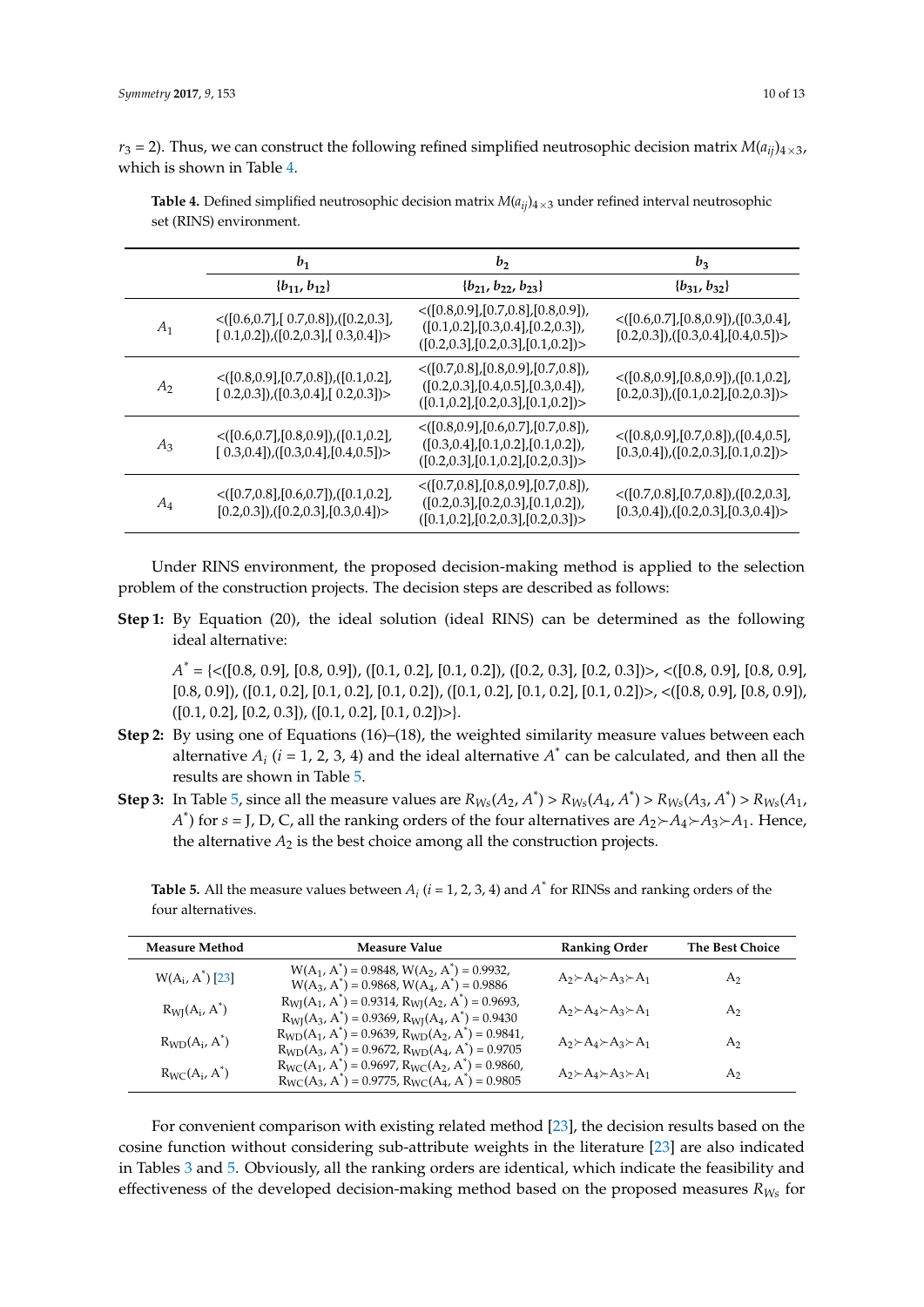$r_3 = 2$). Thus, we can construct the following refined simplified neutrosophic decision matrix $M(a_{ij})_{4\times3}$, which is shown in Table 4.

**Table 4.** Defined simplified neutrosophic decision matrix $M(a_{ij})_{4\times3}$ under refined interval neutrosophic set (RINS) environment.

| | $b_1$ | $b_2$ | $b_3$ |
|---|---|---|---|
| | $\{b_{11}, b_{12}\}$ | $\{b_{21}, b_{22}, b_{23}\}$ | $\{b_{31}, b_{32}\}$ |
| $A_1$ | <([0.6,0.7],[ 0.7,0.8]),([0.2,0.3], [ 0.1,0.2]),([0.2,0.3],[ 0.3,0.4])> | <([0.8,0.9],[0.7,0.8],[0.8,0.9]), ([0.1,0.2],[0.3,0.4],[0.2,0.3]), ([0.2,0.3],[0.2,0.3],[0.1,0.2])> | <([0.6,0.7],[0.8,0.9]),([0.3,0.4], [0.2,0.3]),([0.3,0.4],[0.4,0.5])> |
| $A_2$ | <([0.8,0.9],[0.7,0.8]),([0.1,0.2], [ 0.2,0.3]),([0.3,0.4],[ 0.2,0.3])> | <([0.7,0.8],[0.8,0.9],[0.7,0.8]), ([0.2,0.3],[0.4,0.5],[0.3,0.4]), ([0.1,0.2],[0.2,0.3],[0.1,0.2])> | <([0.8,0.9],[0.8,0.9]),([0.1,0.2], [0.2,0.3]),([0.1,0.2],[0.2,0.3])> |
| $A_3$ | <([0.6,0.7],[0.8,0.9]),([0.1,0.2], [ 0.3,0.4]),([0.3,0.4],[0.4,0.5])> | <([0.8,0.9],[0.6,0.7],[0.7,0.8]), ([0.3,0.4],[0.1,0.2],[0.1,0.2]), ([0.2,0.3],[0.1,0.2],[0.2,0.3])> | <([0.8,0.9],[0.7,0.8]),([0.4,0.5], [0.3,0.4]),([0.2,0.3],[0.1,0.2])> |
| $A_4$ | <([0.7,0.8],[0.6,0.7]),([0.1,0.2], [0.2,0.3]),([0.2,0.3],[0.3,0.4])> | <([0.7,0.8],[0.8,0.9],[0.7,0.8]), ([0.2,0.3],[0.2,0.3],[0.1,0.2]), ([0.1,0.2],[0.2,0.3],[0.2,0.3])> | <([0.7,0.8],[0.7,0.8]),([0.2,0.3], [0.3,0.4]),([0.2,0.3],[0.3,0.4])> |

Under RINS environment, the proposed decision-making method is applied to the selection problem of the construction projects. The decision steps are described as follows:

**Step 1:** By Equation (20), the ideal solution (ideal RINS) can be determined as the following ideal alternative:

$A^*$ = {<([0.8, 0.9], [0.8, 0.9]), ([0.1, 0.2], [0.1, 0.2]), ([0.2, 0.3], [0.2, 0.3])>, <([0.8, 0.9], [0.8, 0.9], [0.8, 0.9]), ([0.1, 0.2], [0.1, 0.2], [0.1, 0.2]), ([0.1, 0.2], [0.1, 0.2], [0.1, 0.2])>, <([0.8, 0.9], [0.8, 0.9]), ([0.1, 0.2], [0.2, 0.3]), ([0.1, 0.2], [0.1, 0.2])>}.

**Step 2:** By using one of Equations (16)–(18), the weighted similarity measure values between each alternative $A_i$ ($i$ = 1, 2, 3, 4) and the ideal alternative $A^*$ can be calculated, and then all the results are shown in Table 5.

**Step 3:** In Table 5, since all the measure values are $R_{Ws}(A_2, A^*) > R_{Ws}(A_4, A^*) > R_{Ws}(A_3, A^*) > R_{Ws}(A_1, A^*)$ for $s$ = J, D, C, all the ranking orders of the four alternatives are $A_2 \succ A_4 \succ A_3 \succ A_1$. Hence, the alternative $A_2$ is the best choice among all the construction projects.

**Table 5.** All the measure values between $A_i$ ($i$ = 1, 2, 3, 4) and $A^*$ for RINSs and ranking orders of the four alternatives.

| Measure Method | Measure Value | Ranking Order | The Best Choice |
|---|---|---|---|
| $W(A_i, A^*)$ [23] | $W(A_1, A^*) = 0.9848$, $W(A_2, A^*) = 0.9932$, $W(A_3, A^*) = 0.9868$, $W(A_4, A^*) = 0.9886$ | $A_2 \succ A_4 \succ A_3 \succ A_1$ | $A_2$ |
| $R_{WJ}(A_i, A^*)$ | $R_{WJ}(A_1, A^*) = 0.9314$, $R_{WJ}(A_2, A^*) = 0.9693$, $R_{WJ}(A_3, A^*) = 0.9369$, $R_{WJ}(A_4, A^*) = 0.9430$ | $A_2 \succ A_4 \succ A_3 \succ A_1$ | $A_2$ |
| $R_{WD}(A_i, A^*)$ | $R_{WD}(A_1, A^*) = 0.9639$, $R_{WD}(A_2, A^*) = 0.9841$, $R_{WD}(A_3, A^*) = 0.9672$, $R_{WD}(A_4, A^*) = 0.9705$ | $A_2 \succ A_4 \succ A_3 \succ A_1$ | $A_2$ |
| $R_{WC}(A_i, A^*)$ | $R_{WC}(A_1, A^*) = 0.9697$, $R_{WC}(A_2, A^*) = 0.9860$, $R_{WC}(A_3, A^*) = 0.9775$, $R_{WC}(A_4, A^*) = 0.9805$ | $A_2 \succ A_4 \succ A_3 \succ A_1$ | $A_2$ |

For convenient comparison with existing related method [23], the decision results based on the cosine function without considering sub-attribute weights in the literature [23] are also indicated in Tables 3 and 5. Obviously, all the ranking orders are identical, which indicate the feasibility and effectiveness of the developed decision-making method based on the proposed measures $R_{Ws}$ for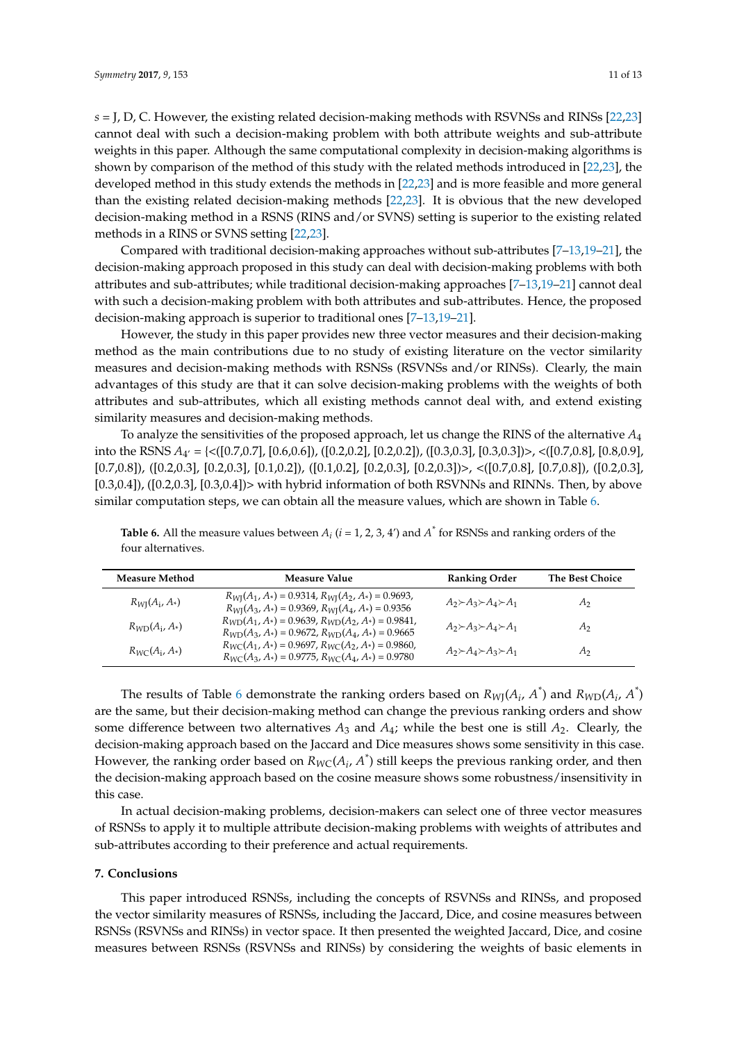$s$ = J, D, C. However, the existing related decision-making methods with RSVNSs and RINSs [22,23] cannot deal with such a decision-making problem with both attribute weights and sub-attribute weights in this paper. Although the same computational complexity in decision-making algorithms is shown by comparison of the method of this study with the related methods introduced in [22,23], the developed method in this study extends the methods in [22,23] and is more feasible and more general than the existing related decision-making methods [22,23]. It is obvious that the new developed decision-making method in a RSNS (RINS and/or SVNS) setting is superior to the existing related methods in a RINS or SVNS setting [22,23].

Compared with traditional decision-making approaches without sub-attributes [7–13,19–21], the decision-making approach proposed in this study can deal with decision-making problems with both attributes and sub-attributes; while traditional decision-making approaches [7–13,19–21] cannot deal with such a decision-making problem with both attributes and sub-attributes. Hence, the proposed decision-making approach is superior to traditional ones [7–13,19–21].

However, the study in this paper provides new three vector measures and their decision-making method as the main contributions due to no study of existing literature on the vector similarity measures and decision-making methods with RSNSs (RSVNSs and/or RINSs). Clearly, the main advantages of this study are that it can solve decision-making problems with the weights of both attributes and sub-attributes, which all existing methods cannot deal with, and extend existing similarity measures and decision-making methods.

To analyze the sensitivities of the proposed approach, let us change the RINS of the alternative $A_4$ into the RSNS $A_{4'}$ = {<([0.7,0.7], [0.6,0.6]), ([0.2,0.2], [0.2,0.2]), ([0.3,0.3], [0.3,0.3])>, <([0.7,0.8], [0.8,0.9], [0.7,0.8]), ([0.2,0.3], [0.2,0.3], [0.1,0.2]), ([0.1,0.2], [0.2,0.3], [0.2,0.3])>, <([0.7,0.8], [0.7,0.8]), ([0.2,0.3], [0.3,0.4]), ([0.2,0.3], [0.3,0.4])> with hybrid information of both RSVNNs and RINNs. Then, by above similar computation steps, we can obtain all the measure values, which are shown in Table 6.

**Table 6.** All the measure values between $A_i$ ($i$ = 1, 2, 3, 4′) and $A^*$ for RSNSs and ranking orders of the four alternatives.

| Measure Method | Measure Value | Ranking Order | The Best Choice |
|---|---|---|---|
| $R_{WJ}(A_i, A_*)$ | $R_{WJ}(A_1, A_*) = 0.9314$, $R_{WJ}(A_2, A_*) = 0.9693$, $R_{WJ}(A_3, A_*) = 0.9369$, $R_{WJ}(A_4, A_*) = 0.9356$ | $A_2 \succ A_3 \succ A_4 \succ A_1$ | $A_2$ |
| $R_{WD}(A_i, A_*)$ | $R_{WD}(A_1, A_*) = 0.9639$, $R_{WD}(A_2, A_*) = 0.9841$, $R_{WD}(A_3, A_*) = 0.9672$, $R_{WD}(A_4, A_*) = 0.9665$ | $A_2 \succ A_3 \succ A_4 \succ A_1$ | $A_2$ |
| $R_{WC}(A_i, A_*)$ | $R_{WC}(A_1, A_*) = 0.9697$, $R_{WC}(A_2, A_*) = 0.9860$, $R_{WC}(A_3, A_*) = 0.9775$, $R_{WC}(A_4, A_*) = 0.9780$ | $A_2 \succ A_4 \succ A_3 \succ A_1$ | $A_2$ |

The results of Table 6 demonstrate the ranking orders based on $R_{WJ}(A_i, A^*)$ and $R_{WD}(A_i, A^*)$ are the same, but their decision-making method can change the previous ranking orders and show some difference between two alternatives $A_3$ and $A_4$; while the best one is still $A_2$. Clearly, the decision-making approach based on the Jaccard and Dice measures shows some sensitivity in this case. However, the ranking order based on $R_{WC}(A_i, A^*)$ still keeps the previous ranking order, and then the decision-making approach based on the cosine measure shows some robustness/insensitivity in this case.

In actual decision-making problems, decision-makers can select one of three vector measures of RSNSs to apply it to multiple attribute decision-making problems with weights of attributes and sub-attributes according to their preference and actual requirements.

## 7. Conclusions

This paper introduced RSNSs, including the concepts of RSVNSs and RINSs, and proposed the vector similarity measures of RSNSs, including the Jaccard, Dice, and cosine measures between RSNSs (RSVNSs and RINSs) in vector space. It then presented the weighted Jaccard, Dice, and cosine measures between RSNSs (RSVNSs and RINSs) by considering the weights of basic elements in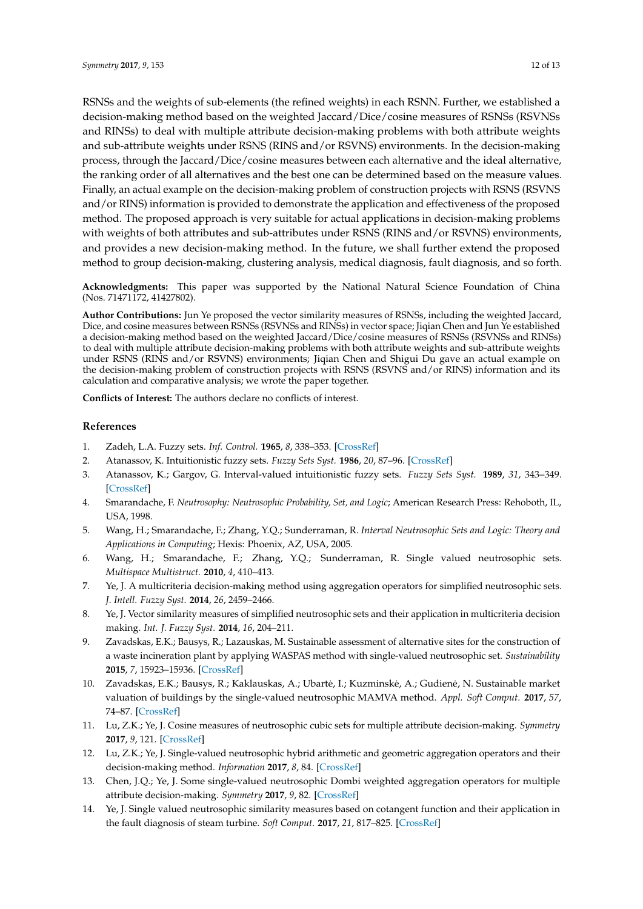RSNSs and the weights of sub-elements (the refined weights) in each RSNN. Further, we established a decision-making method based on the weighted Jaccard/Dice/cosine measures of RSNSs (RSVNSs and RINSs) to deal with multiple attribute decision-making problems with both attribute weights and sub-attribute weights under RSNS (RINS and/or RSVNS) environments. In the decision-making process, through the Jaccard/Dice/cosine measures between each alternative and the ideal alternative, the ranking order of all alternatives and the best one can be determined based on the measure values. Finally, an actual example on the decision-making problem of construction projects with RSNS (RSVNS and/or RINS) information is provided to demonstrate the application and effectiveness of the proposed method. The proposed approach is very suitable for actual applications in decision-making problems with weights of both attributes and sub-attributes under RSNS (RINS and/or RSVNS) environments, and provides a new decision-making method. In the future, we shall further extend the proposed method to group decision-making, clustering analysis, medical diagnosis, fault diagnosis, and so forth.

**Acknowledgments:** This paper was supported by the National Natural Science Foundation of China (Nos. 71471172, 41427802).

**Author Contributions:** Jun Ye proposed the vector similarity measures of RSNSs, including the weighted Jaccard, Dice, and cosine measures between RSNSs (RSVNSs and RINSs) in vector space; Jiqian Chen and Jun Ye established a decision-making method based on the weighted Jaccard/Dice/cosine measures of RSNSs (RSVNSs and RINSs) to deal with multiple attribute decision-making problems with both attribute weights and sub-attribute weights under RSNS (RINS and/or RSVNS) environments; Jiqian Chen and Shigui Du gave an actual example on the decision-making problem of construction projects with RSNS (RSVNS and/or RINS) information and its calculation and comparative analysis; we wrote the paper together.

**Conflicts of Interest:** The authors declare no conflicts of interest.

## References

1. Zadeh, L.A. Fuzzy sets. *Inf. Control.* **1965**, *8*, 338–353. [CrossRef]
2. Atanassov, K. Intuitionistic fuzzy sets. *Fuzzy Sets Syst.* **1986**, *20*, 87–96. [CrossRef]
3. Atanassov, K.; Gargov, G. Interval-valued intuitionistic fuzzy sets. *Fuzzy Sets Syst.* **1989**, *31*, 343–349. [CrossRef]
4. Smarandache, F. *Neutrosophy: Neutrosophic Probability, Set, and Logic*; American Research Press: Rehoboth, IL, USA, 1998.
5. Wang, H.; Smarandache, F.; Zhang, Y.Q.; Sunderraman, R. *Interval Neutrosophic Sets and Logic: Theory and Applications in Computing*; Hexis: Phoenix, AZ, USA, 2005.
6. Wang, H.; Smarandache, F.; Zhang, Y.Q.; Sunderraman, R. Single valued neutrosophic sets. *Multispace Multistruct.* **2010**, *4*, 410–413.
7. Ye, J. A multicriteria decision-making method using aggregation operators for simplified neutrosophic sets. *J. Intell. Fuzzy Syst.* **2014**, *26*, 2459–2466.
8. Ye, J. Vector similarity measures of simplified neutrosophic sets and their application in multicriteria decision making. *Int. J. Fuzzy Syst.* **2014**, *16*, 204–211.
9. Zavadskas, E.K.; Bausys, R.; Lazauskas, M. Sustainable assessment of alternative sites for the construction of a waste incineration plant by applying WASPAS method with single-valued neutrosophic set. *Sustainability* **2015**, *7*, 15923–15936. [CrossRef]
10. Zavadskas, E.K.; Bausys, R.; Kaklauskas, A.; Ubartė, I.; Kuzminskė, A.; Gudienė, N. Sustainable market valuation of buildings by the single-valued neutrosophic MAMVA method. *Appl. Soft Comput.* **2017**, *57*, 74–87. [CrossRef]
11. Lu, Z.K.; Ye, J. Cosine measures of neutrosophic cubic sets for multiple attribute decision-making. *Symmetry* **2017**, *9*, 121. [CrossRef]
12. Lu, Z.K.; Ye, J. Single-valued neutrosophic hybrid arithmetic and geometric aggregation operators and their decision-making method. *Information* **2017**, *8*, 84. [CrossRef]
13. Chen, J.Q.; Ye, J. Some single-valued neutrosophic Dombi weighted aggregation operators for multiple attribute decision-making. *Symmetry* **2017**, *9*, 82. [CrossRef]
14. Ye, J. Single valued neutrosophic similarity measures based on cotangent function and their application in the fault diagnosis of steam turbine. *Soft Comput.* **2017**, *21*, 817–825. [CrossRef]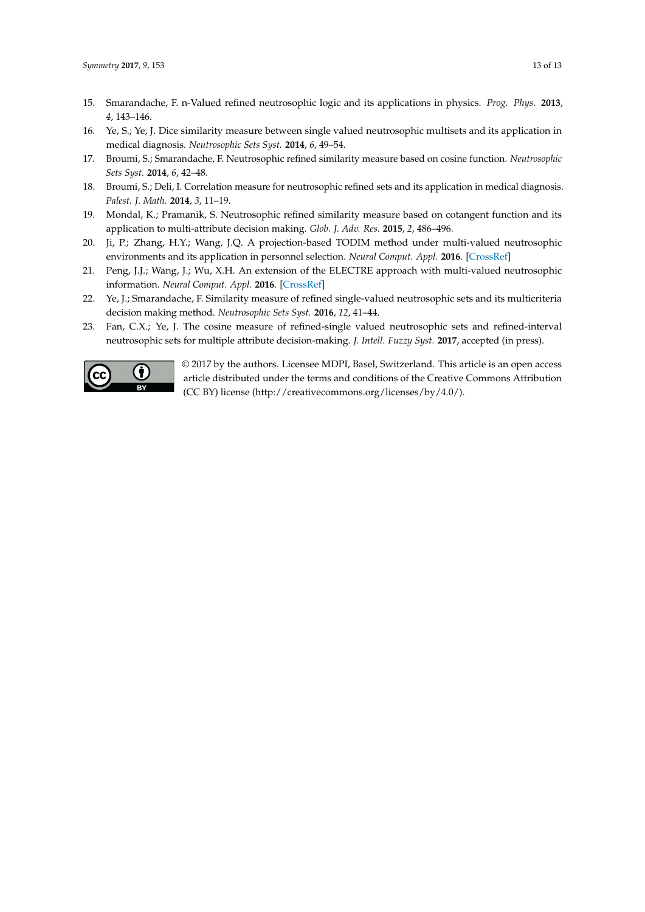15. Smarandache, F. n-Valued refined neutrosophic logic and its applications in physics. *Prog. Phys.* **2013**, *4*, 143–146.
16. Ye, S.; Ye, J. Dice similarity measure between single valued neutrosophic multisets and its application in medical diagnosis. *Neutrosophic Sets Syst.* **2014**, *6*, 49–54.
17. Broumi, S.; Smarandache, F. Neutrosophic refined similarity measure based on cosine function. *Neutrosophic Sets Syst.* **2014**, *6*, 42–48.
18. Broumi, S.; Deli, I. Correlation measure for neutrosophic refined sets and its application in medical diagnosis. *Palest. J. Math.* **2014**, *3*, 11–19.
19. Mondal, K.; Pramanik, S. Neutrosophic refined similarity measure based on cotangent function and its application to multi-attribute decision making. *Glob. J. Adv. Res.* **2015**, *2*, 486–496.
20. Ji, P.; Zhang, H.Y.; Wang, J.Q. A projection-based TODIM method under multi-valued neutrosophic environments and its application in personnel selection. *Neural Comput. Appl.* **2016**. [CrossRef]
21. Peng, J.J.; Wang, J.; Wu, X.H. An extension of the ELECTRE approach with multi-valued neutrosophic information. *Neural Comput. Appl.* **2016**. [CrossRef]
22. Ye, J.; Smarandache, F. Similarity measure of refined single-valued neutrosophic sets and its multicriteria decision making method. *Neutrosophic Sets Syst.* **2016**, *12*, 41–44.
23. Fan, C.X.; Ye, J. The cosine measure of refined-single valued neutrosophic sets and refined-interval neutrosophic sets for multiple attribute decision-making. *J. Intell. Fuzzy Syst.* **2017**, accepted (in press).

© 2017 by the authors. Licensee MDPI, Basel, Switzerland. This article is an open access article distributed under the terms and conditions of the Creative Commons Attribution (CC BY) license (http://creativecommons.org/licenses/by/4.0/).